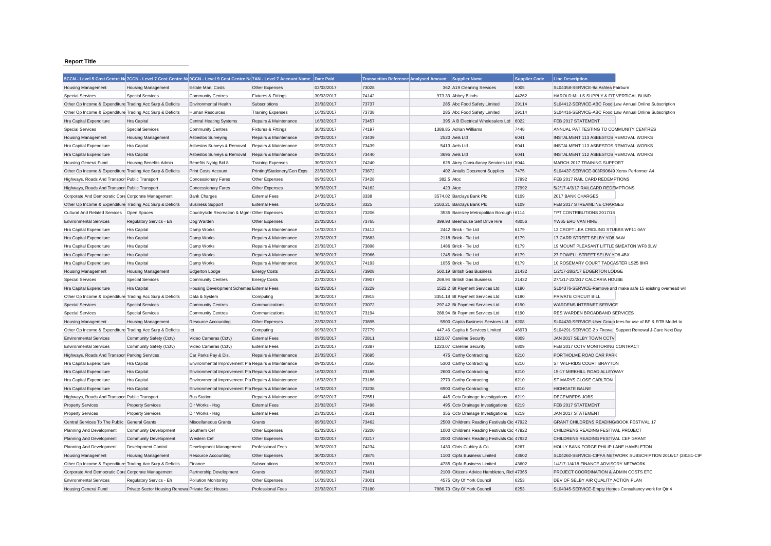**Report Title**

| 5CCN - Level 5 Cost Centre Na | 7CCN - Level 7 Cost Centre Na | 9CCN - Level 9 Cost Centre Na | 7AN - Level 7 Account Name | Date Paid | Transaction Reference | Analysed Amount | Supplier Name | Supplier Code | Line Description |
|---|---|---|---|---|---|---|---|---|---|
| Housing Management | Housing Management | Estate Man. Costs | Other Expenses | 02/03/2017 | 73028 | 362 | A19 Cleaning Services | 6005 | SL04358-SERVICE-9a Ashlea Fairburn |
| Special Services | Special Services | Community Centres | Fixtures & Fittings | 30/03/2017 | 74142 | 973.33 | Abbey Blinds | 44262 | HAROLD MILLS SUPPLY & FIT VERTICAL BLIND |
| Other Op Income & Expenditure | Trading Acc Surp & Deficits | Environmental Health | Subscriptions | 23/03/2017 | 73737 | 285 | Abc Food Safety Limited | 29114 | SL04412-SERVICE-ABC Food Law Annual Online Subscription |
| Other Op Income & Expenditure | Trading Acc Surp & Deficits | Human Resources | Training Expenses | 16/03/2017 | 73738 | 285 | Abc Food Safety Limited | 29114 | SL04416-SERVICE-ABC Food Law Annual Online Subscription |
| Hra Capital Expenditure | Hra Capital | Central Heating Systems | Repairs & Maintenance | 16/03/2017 | 73457 | 395 | A B Electrical Wholesalers Ltd | 6022 | FEB 2017 STATEMENT |
| Special Services | Special Services | Community Centres | Fixtures & Fittings | 30/03/2017 | 74197 | 1388.85 | Adrian Williams | 7448 | ANNUAL PAT TESTING TO COMMUNITY CENTRES |
| Housing Management | Housing Management | Asbestos Surveying | Repairs & Maintenance | 09/03/2017 | 73439 | 2520 | Aels Ltd | 6041 | INSTALMENT 113 ASBESTOS REMOVAL WORKS |
| Hra Capital Expenditure | Hra Capital | Asbestos Surveys & Removal | Repairs & Maintenance | 09/03/2017 | 73439 | 5413 | Aels Ltd | 6041 | INSTALMENT 113 ASBESTOS REMOVAL WORKS |
| Hra Capital Expenditure | Hra Capital | Asbestos Surveys & Removal | Repairs & Maintenance | 09/03/2017 | 73440 | 3695 | Aels Ltd | 6041 | INSTALMENT 112 ASBESTOS REMOVAL WORKS |
| Housing General Fund | Housing Benefits Admin | Benefits Nybtg Bid 8 | Training Expenses | 30/03/2017 | 74240 | 625 | Airey Consultancy Services Ltd | 6044 | MARCH 2017 TRAINING SUPPORT |
| Other Op Income & Expenditure | Trading Acc Surp & Deficits | Print Costs Account | Printing/Stationery/Gen Exps | 23/03/2017 | 73872 | 402 | Antalis Document Supplies | 7475 | SL04437-SERVICE-003R90649 Xerox Performer A4 |
| Highways, Roads And Transport | Public Transport | Concessionary Fares | Other Expenses | 09/03/2017 | 73428 | 382.5 | Atoc | 37992 | FEB 2017 RAIL CARD REDEMPTIONS |
| Highways, Roads And Transport | Public Transport | Concessionary Fares | Other Expenses | 30/03/2017 | 74162 | 423 | Atoc | 37992 | 5/2/17-4/3/17 RAILCARD REDEMPTIONS |
| Corporate And Democratic Core | Corporate Management | Bank Charges | External Fees | 24/03/2017 | 3338 | 3574.02 | Barclays Bank Plc | 6109 | 2017 BANK CHARGES |
| Other Op Income & Expenditure | Trading Acc Surp & Deficits | Business Support | External Fees | 10/03/2017 | 3325 | 2163.21 | Barclays Bank Plc | 6109 | FEB 2017 STREAMLINE CHARGES |
| Cultural And Related Services | Open Spaces | Countryside Recreation & Mgmt | Other Expenses | 02/03/2017 | 73206 | 3535 | Barnsley Metropolitan Borough | 6114 | TPT CONTRIBUTIONS 2017/18 |
| Environmental Services | Regulatory Servics - Eh | Dog Warden | Other Expenses | 23/03/2017 | 73765 | 399.98 | Beerhouse Self Drive Hire | 48056 | YW65 ERU VAN HIRE |
| Hra Capital Expenditure | Hra Capital | Damp Works | Repairs & Maintenance | 16/03/2017 | 73412 | 2442 | Brick - Tie Ltd | 6179 | 13 CROFT LEA CRIDLING STUBBS WF11 0AY |
| Hra Capital Expenditure | Hra Capital | Damp Works | Repairs & Maintenance | 23/03/2017 | 73683 | 2118 | Brick - Tie Ltd | 6179 | 17 CARR STREET SELBY YO8 8AW |
| Hra Capital Expenditure | Hra Capital | Damp Works | Repairs & Maintenance | 23/03/2017 | 73898 | 1486 | Brick - Tie Ltd | 6179 | 19 MOUNT PLEASANT LITTLE SMEATON WF8 3LW |
| Hra Capital Expenditure | Hra Capital | Damp Works | Repairs & Maintenance | 30/03/2017 | 73966 | 1245 | Brick - Tie Ltd | 6179 | 27 POWELL STREET SELBY YO8 4BX |
| Hra Capital Expenditure | Hra Capital | Damp Works | Repairs & Maintenance | 30/03/2017 | 74193 | 1055 | Brick - Tie Ltd | 6179 | 10 ROSEMARY COURT TADCASTER LS25 8HR |
| Housing Management | Housing Management | Edgerton Lodge | Energy Costs | 23/03/2017 | 73908 | 560.19 | British Gas Business | 21432 | 1/2/17-28/2/17 EDGERTON LODGE |
| Special Services | Special Services | Community Centres | Energy Costs | 23/03/2017 | 73907 | 269.94 | British Gas Business | 21432 | 27/1/17-22/2/17 CALCARIA HOUSE |
| Hra Capital Expenditure | Hra Capital | Housing Development Schemes | External Fees | 02/03/2017 | 73229 | 1522.2 | Bt Payment Services Ltd | 6190 | SL04376-SERVICE-Remove and make safe 15 existing overhead wir |
| Other Op Income & Expenditure | Trading Acc Surp & Deficits | Data & System | Computing | 30/03/2017 | 73915 | 3351.18 | Bt Payment Services Ltd | 6190 | PRIVATE CIRCUIT BILL |
| Special Services | Special Services | Community Centres | Communications | 02/03/2017 | 73072 | 297.42 | Bt Payment Services Ltd | 6190 | WARDENS INTERNET SERVICE |
| Special Services | Special Services | Community Centres | Communications | 02/03/2017 | 73194 | 288.94 | Bt Payment Services Ltd | 6190 | RES WARDEN BROADBAND SERVICES |
| Housing Management | Housing Management | Resource Accounting | Other Expenses | 23/03/2017 | 73895 | 5900 | Capita Business Services Ltd | 6208 | SL04430-SERVICE-User Group fees for use of BP & RTB Model to |
| Other Op Income & Expenditure | Trading Acc Surp & Deficits | Ict | Computing | 09/03/2017 | 72779 | 447.46 | Capita It Services Limited | 46973 | SL04291-SERVICE-2 x Firewall Support Renewal J-Care Next Day |
| Environmental Services | Community Safety (Cctv) | Video Cameras (Cctv) | External Fees | 09/03/2017 | 72811 | 1223.07 | Careline Security | 6809 | JAN 2017 SELBY TOWN CCTV |
| Environmental Services | Community Safety (Cctv) | Video Cameras (Cctv) | External Fees | 23/03/2017 | 73387 | 1223.07 | Careline Security | 6809 | FEB 2017 CCTV MONITORING CONTRACT |
| Highways, Roads And Transport | Parking Services | Car Parks Pay & Dis. | Repairs & Maintenance | 23/03/2017 | 73695 | 475 | Carthy Contracting | 6210 | PORTHOLME ROAD CAR PARK |
| Hra Capital Expenditure | Hra Capital | Environmental Improvement Pla | Repairs & Maintenance | 09/03/2017 | 73356 | 5300 | Carthy Contracting | 6210 | ST WILFRIDS COURT BRAYTON |
| Hra Capital Expenditure | Hra Capital | Environmental Improvement Pla | Repairs & Maintenance | 16/03/2017 | 73185 | 2600 | Carthy Contracting | 6210 | 15-17 MIRKHILL ROAD ALLEYWAY |
| Hra Capital Expenditure | Hra Capital | Environmental Improvement Pla | Repairs & Maintenance | 16/03/2017 | 73186 | 2770 | Carthy Contracting | 6210 | ST MARYS CLOSE CARLTON |
| Hra Capital Expenditure | Hra Capital | Environmental Improvement Pla | Repairs & Maintenance | 16/03/2017 | 73238 | 6900 | Carthy Contracting | 6210 | HIGHGATE BALNE |
| Highways, Roads And Transport | Public Transport | Bus Station | Repairs & Maintenance | 09/03/2017 | 72551 | 445 | Cctv Drainage Investigations | 6219 | DECEMBERS JOBS |
| Property Services | Property Services | Dir Works - Hsg | External Fees | 23/03/2017 | 73498 | 495 | Cctv Drainage Investigations | 6219 | FEB 2017 STATEMENT |
| Property Services | Property Services | Dir Works - Hsg | External Fees | 23/03/2017 | 73501 | 355 | Cctv Drainage Investigations | 6219 | JAN 2017 STATEMENT |
| Central Services To The Public | General Grants | Miscellaneous Grants | Grants | 09/03/2017 | 73462 | 2500 | Childrens Reading Festivals Cic | 47922 | GRANT CHILDRENS READING/BOOK FESTIVAL 17 |
| Planning And Development | Community Development | Southern Cef | Other Expenses | 02/03/2017 | 73200 | 1000 | Childrens Reading Festivals Cic | 47922 | CHILDRENS READING FESTIVAL PROJECT |
| Planning And Development | Community Development | Western Cef | Other Expenses | 02/03/2017 | 73217 | 2000 | Childrens Reading Festivals Cic | 47922 | CHILDRENS READING FESTIVAL CEF GRANT |
| Planning And Development | Development Control | Development Management | Professional Fees | 30/03/2017 | 74234 | 1430 | Chris Clubley & Co | 6267 | HOLLY BANK FORGE PHILIP LANE HAMBLETON |
| Housing Management | Housing Management | Resource Accounting | Other Expenses | 30/03/2017 | 73875 | 1100 | Cipfa Business Limited | 43602 | SL04260-SERVICE-CIPFA NETWORK SUBSCRIPTION 2016/17 (28181-CIP |
| Other Op Income & Expenditure | Trading Acc Surp & Deficits | Finance | Subscriptions | 30/03/2017 | 73691 | 4785 | Cipfa Business Limited | 43602 | 1/4/17-1/4/18 FINANCE ADVISORY NETWORK |
| Corporate And Democratic Core | Corporate Management | Partnership Development | Grants | 09/03/2017 | 73401 | 2100 | Citizens Advice Hambleton, Rich | 47365 | PROJECT COORDINATION & ADMIN COSTS ETC |
| Environmental Services | Regulatory Servics - Eh | Pollution Monitoring | Other Expenses | 16/03/2017 | 73001 | 4575 | City Of York Council | 6253 | DEV OF SELBY AIR QUALITY ACTION PLAN |
| Housing General Fund | Private Sector Housing Renewa | Private Sect Houses | Professional Fees | 23/03/2017 | 73180 | 7886.73 | City Of York Council | 6253 | SL04345-SERVICE-Empty Homes Consultancy work for Qtr 4 |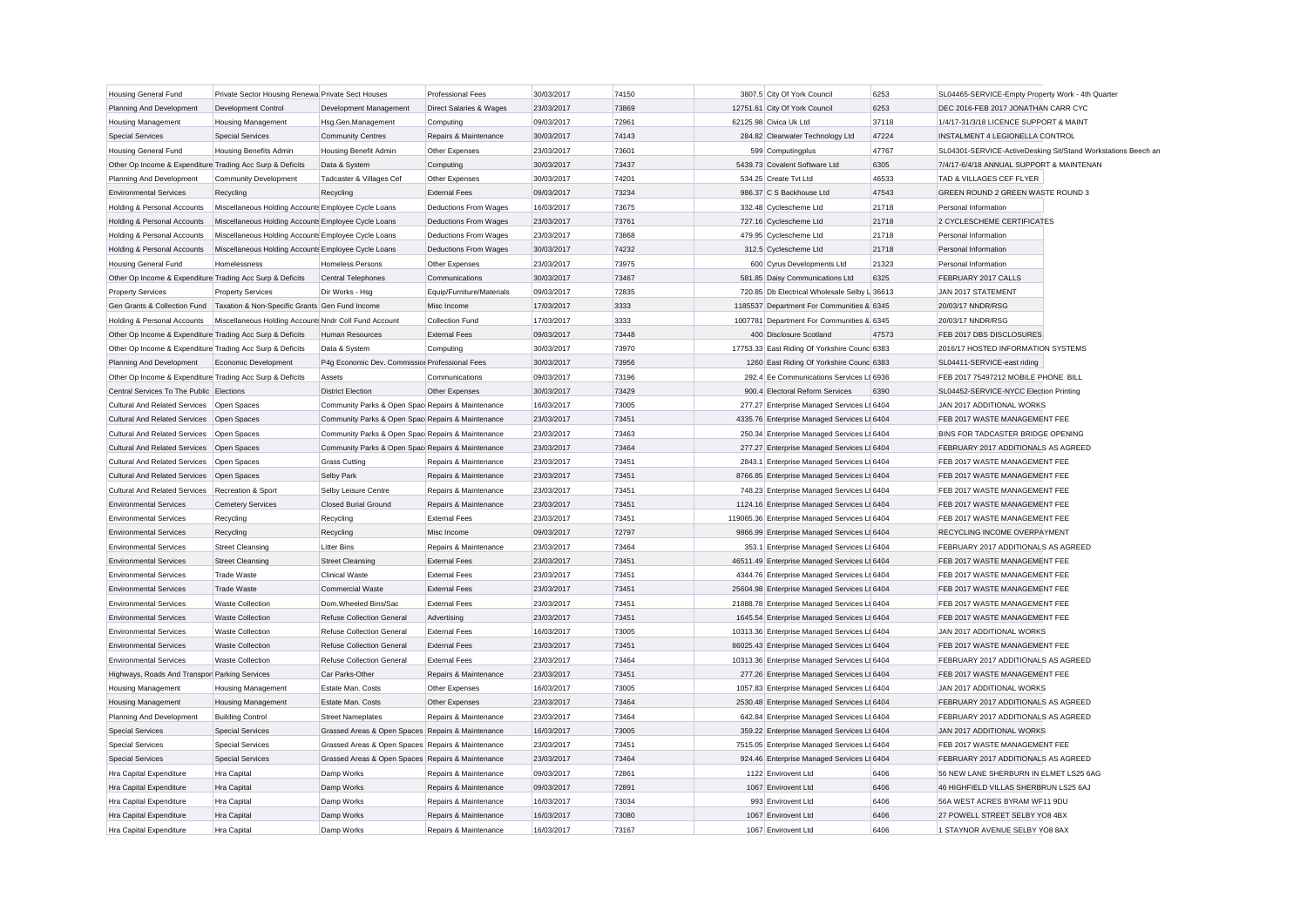| | | | | | | | | | |
|---|---|---|---|---|---|---|---|---|---|
| Housing General Fund | Private Sector Housing Renewa | Private Sect Houses | Professional Fees | 30/03/2017 | 74150 | 3807.5 | City Of York Council | 6253 | SL04465-SERVICE-Empty Property Work - 4th Quarter |
| Planning And Development | Development Control | Development Management | Direct Salaries & Wages | 23/03/2017 | 73869 | 12751.61 | City Of York Council | 6253 | DEC 2016-FEB 2017 JONATHAN CARR CYC |
| Housing Management | Housing Management | Hsg.Gen.Management | Computing | 09/03/2017 | 72961 | 62125.98 | Civica Uk Ltd | 37118 | 1/4/17-31/3/18 LICENCE SUPPORT & MAINT |
| Special Services | Special Services | Community Centres | Repairs & Maintenance | 30/03/2017 | 74143 | 284.82 | Clearwater Technology Ltd | 47224 | INSTALMENT 4 LEGIONELLA CONTROL |
| Housing General Fund | Housing Benefits Admin | Housing Benefit Admin | Other Expenses | 23/03/2017 | 73601 | 599 | Computingplus | 47767 | SL04301-SERVICE-ActiveDesking Sit/Stand Workstations Beech an |
| Other Op Income & Expenditure | Trading Acc Surp & Deficits | Data & System | Computing | 30/03/2017 | 73437 | 5439.73 | Covalent Software Ltd | 6305 | 7/4/17-6/4/18 ANNUAL SUPPORT & MAINTENAN |
| Planning And Development | Community Development | Tadcaster & Villages Cef | Other Expenses | 30/03/2017 | 74201 | 534.25 | Create Tvt Ltd | 46533 | TAD & VILLAGES CEF FLYER |
| Environmental Services | Recycling | Recycling | External Fees | 09/03/2017 | 73234 | 986.37 | C S Backhouse Ltd | 47543 | GREEN ROUND 2 GREEN WASTE ROUND 3 |
| Holding & Personal Accounts | Miscellaneous Holding Accounts | Employee Cycle Loans | Deductions From Wages | 16/03/2017 | 73675 | 332.48 | Cyclescheme Ltd | 21718 | Personal Information |
| Holding & Personal Accounts | Miscellaneous Holding Accounts | Employee Cycle Loans | Deductions From Wages | 23/03/2017 | 73761 | 727.16 | Cyclescheme Ltd | 21718 | 2 CYCLESCHEME CERTIFICATES |
| Holding & Personal Accounts | Miscellaneous Holding Accounts | Employee Cycle Loans | Deductions From Wages | 23/03/2017 | 73868 | 479.95 | Cyclescheme Ltd | 21718 | Personal Information |
| Holding & Personal Accounts | Miscellaneous Holding Accounts | Employee Cycle Loans | Deductions From Wages | 30/03/2017 | 74232 | 312.5 | Cyclescheme Ltd | 21718 | Personal Information |
| Housing General Fund | Homelessness | Homeless Persons | Other Expenses | 23/03/2017 | 73975 | 600 | Cyrus Developments Ltd | 21323 | Personal Information |
| Other Op Income & Expenditure | Trading Acc Surp & Deficits | Central Telephones | Communications | 30/03/2017 | 73467 | 581.85 | Daisy Communications Ltd | 6325 | FEBRUARY 2017 CALLS |
| Property Services | Property Services | Dir Works - Hsg | Equip/Furniture/Materials | 09/03/2017 | 72835 | 720.85 | Db Electrical Wholesale Selby L | 36613 | JAN 2017 STATEMENT |
| Gen Grants & Collection Fund | Taxation & Non-Specific Grants | Gen Fund Income | Misc Income | 17/03/2017 | 3333 | 1185537 | Department For Communities & | 6345 | 20/03/17 NNDR/RSG |
| Holding & Personal Accounts | Miscellaneous Holding Accounts | Nndr Coll Fund Account | Collection Fund | 17/03/2017 | 3333 | 1007781 | Department For Communities & | 6345 | 20/03/17 NNDR/RSG |
| Other Op Income & Expenditure | Trading Acc Surp & Deficits | Human Resources | External Fees | 09/03/2017 | 73448 | 400 | Disclosure Scotland | 47573 | FEB 2017 DBS DISCLOSURES |
| Other Op Income & Expenditure | Trading Acc Surp & Deficits | Data & System | Computing | 30/03/2017 | 73970 | 17753.33 | East Riding Of Yorkshire Counc | 6383 | 2016/17 HOSTED INFORMATION SYSTEMS |
| Planning And Development | Economic Development | P4g Economic Dev. Commission | Professional Fees | 30/03/2017 | 73956 | 1260 | East Riding Of Yorkshire Counc | 6383 | SL04411-SERVICE-east riding |
| Other Op Income & Expenditure | Trading Acc Surp & Deficits | Assets | Communications | 09/03/2017 | 73196 | 292.4 | Ee Communications Services Lt | 6936 | FEB 2017 75497212 MOBILE PHONE BILL |
| Central Services To The Public | Elections | District Election | Other Expenses | 30/03/2017 | 73429 | 900.4 | Electoral Reform Services | 6390 | SL04452-SERVICE-NYCC Election Printing |
| Cultural And Related Services | Open Spaces | Community Parks & Open Spac | Repairs & Maintenance | 16/03/2017 | 73005 | 277.27 | Enterprise Managed Services Lt | 6404 | JAN 2017 ADDITIONAL WORKS |
| Cultural And Related Services | Open Spaces | Community Parks & Open Spac | Repairs & Maintenance | 23/03/2017 | 73451 | 4335.76 | Enterprise Managed Services Lt | 6404 | FEB 2017 WASTE MANAGEMENT FEE |
| Cultural And Related Services | Open Spaces | Community Parks & Open Spac | Repairs & Maintenance | 23/03/2017 | 73463 | 250.34 | Enterprise Managed Services Lt | 6404 | BINS FOR TADCASTER BRIDGE OPENING |
| Cultural And Related Services | Open Spaces | Community Parks & Open Spac | Repairs & Maintenance | 23/03/2017 | 73464 | 277.27 | Enterprise Managed Services Lt | 6404 | FEBRUARY 2017 ADDITIONALS AS AGREED |
| Cultural And Related Services | Open Spaces | Grass Cutting | Repairs & Maintenance | 23/03/2017 | 73451 | 2843.1 | Enterprise Managed Services Lt | 6404 | FEB 2017 WASTE MANAGEMENT FEE |
| Cultural And Related Services | Open Spaces | Selby Park | Repairs & Maintenance | 23/03/2017 | 73451 | 8766.85 | Enterprise Managed Services Lt | 6404 | FEB 2017 WASTE MANAGEMENT FEE |
| Cultural And Related Services | Recreation & Sport | Selby Leisure Centre | Repairs & Maintenance | 23/03/2017 | 73451 | 748.23 | Enterprise Managed Services Lt | 6404 | FEB 2017 WASTE MANAGEMENT FEE |
| Environmental Services | Cemetery Services | Closed Burial Ground | Repairs & Maintenance | 23/03/2017 | 73451 | 1124.16 | Enterprise Managed Services Lt | 6404 | FEB 2017 WASTE MANAGEMENT FEE |
| Environmental Services | Recycling | Recycling | External Fees | 23/03/2017 | 73451 | 119065.36 | Enterprise Managed Services Lt | 6404 | FEB 2017 WASTE MANAGEMENT FEE |
| Environmental Services | Recycling | Recycling | Misc Income | 09/03/2017 | 72797 | 9866.99 | Enterprise Managed Services Lt | 6404 | RECYCLING INCOME OVERPAYMENT |
| Environmental Services | Street Cleansing | Litter Bins | Repairs & Maintenance | 23/03/2017 | 73464 | 353.1 | Enterprise Managed Services Lt | 6404 | FEBRUARY 2017 ADDITIONALS AS AGREED |
| Environmental Services | Street Cleansing | Street Cleansing | External Fees | 23/03/2017 | 73451 | 46511.49 | Enterprise Managed Services Lt | 6404 | FEB 2017 WASTE MANAGEMENT FEE |
| Environmental Services | Trade Waste | Clinical Waste | External Fees | 23/03/2017 | 73451 | 4344.76 | Enterprise Managed Services Lt | 6404 | FEB 2017 WASTE MANAGEMENT FEE |
| Environmental Services | Trade Waste | Commercial Waste | External Fees | 23/03/2017 | 73451 | 25604.98 | Enterprise Managed Services Lt | 6404 | FEB 2017 WASTE MANAGEMENT FEE |
| Environmental Services | Waste Collection | Dom.Wheeled Bins/Sac | External Fees | 23/03/2017 | 73451 | 21888.78 | Enterprise Managed Services Lt | 6404 | FEB 2017 WASTE MANAGEMENT FEE |
| Environmental Services | Waste Collection | Refuse Collection General | Advertising | 23/03/2017 | 73451 | 1645.54 | Enterprise Managed Services Lt | 6404 | FEB 2017 WASTE MANAGEMENT FEE |
| Environmental Services | Waste Collection | Refuse Collection General | External Fees | 16/03/2017 | 73005 | 10313.36 | Enterprise Managed Services Lt | 6404 | JAN 2017 ADDITIONAL WORKS |
| Environmental Services | Waste Collection | Refuse Collection General | External Fees | 23/03/2017 | 73451 | 86025.43 | Enterprise Managed Services Lt | 6404 | FEB 2017 WASTE MANAGEMENT FEE |
| Environmental Services | Waste Collection | Refuse Collection General | External Fees | 23/03/2017 | 73464 | 10313.36 | Enterprise Managed Services Lt | 6404 | FEBRUARY 2017 ADDITIONALS AS AGREED |
| Highways, Roads And Transport | Parking Services | Car Parks-Other | Repairs & Maintenance | 23/03/2017 | 73451 | 277.26 | Enterprise Managed Services Lt | 6404 | FEB 2017 WASTE MANAGEMENT FEE |
| Housing Management | Housing Management | Estate Man. Costs | Other Expenses | 16/03/2017 | 73005 | 1057.83 | Enterprise Managed Services Lt | 6404 | JAN 2017 ADDITIONAL WORKS |
| Housing Management | Housing Management | Estate Man. Costs | Other Expenses | 23/03/2017 | 73464 | 2530.48 | Enterprise Managed Services Lt | 6404 | FEBRUARY 2017 ADDITIONALS AS AGREED |
| Planning And Development | Building Control | Street Nameplates | Repairs & Maintenance | 23/03/2017 | 73464 | 642.84 | Enterprise Managed Services Lt | 6404 | FEBRUARY 2017 ADDITIONALS AS AGREED |
| Special Services | Special Services | Grassed Areas & Open Spaces | Repairs & Maintenance | 16/03/2017 | 73005 | 359.22 | Enterprise Managed Services Lt | 6404 | JAN 2017 ADDITIONAL WORKS |
| Special Services | Special Services | Grassed Areas & Open Spaces | Repairs & Maintenance | 23/03/2017 | 73451 | 7515.05 | Enterprise Managed Services Lt | 6404 | FEB 2017 WASTE MANAGEMENT FEE |
| Special Services | Special Services | Grassed Areas & Open Spaces | Repairs & Maintenance | 23/03/2017 | 73464 | 924.46 | Enterprise Managed Services Lt | 6404 | FEBRUARY 2017 ADDITIONALS AS AGREED |
| Hra Capital Expenditure | Hra Capital | Damp Works | Repairs & Maintenance | 09/03/2017 | 72861 | 1122 | Envirovent Ltd | 6406 | 56 NEW LANE SHERBURN IN ELMET LS25 6AG |
| Hra Capital Expenditure | Hra Capital | Damp Works | Repairs & Maintenance | 09/03/2017 | 72891 | 1067 | Envirovent Ltd | 6406 | 46 HIGHFIELD VILLAS SHERBRUN LS25 6AJ |
| Hra Capital Expenditure | Hra Capital | Damp Works | Repairs & Maintenance | 16/03/2017 | 73034 | 993 | Envirovent Ltd | 6406 | 56A WEST ACRES BYRAM WF11 9DU |
| Hra Capital Expenditure | Hra Capital | Damp Works | Repairs & Maintenance | 16/03/2017 | 73080 | 1067 | Envirovent Ltd | 6406 | 27 POWELL STREET SELBY YO8 4BX |
| Hra Capital Expenditure | Hra Capital | Damp Works | Repairs & Maintenance | 16/03/2017 | 73167 | 1067 | Envirovent Ltd | 6406 | 1 STAYNOR AVENUE SELBY YO8 8AX |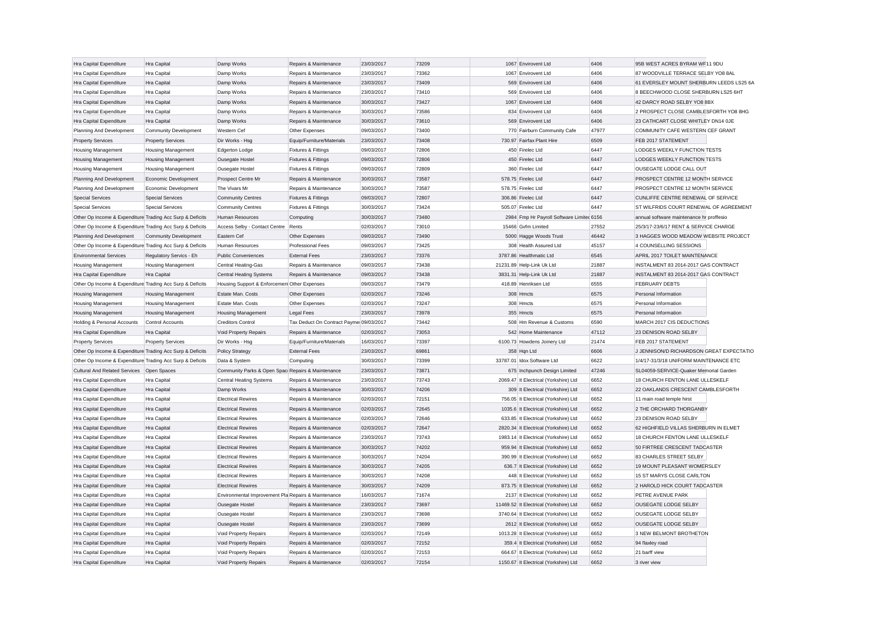| | | | | | | | | | |
|---|---|---|---|---|---|---|---|---|---|
| Hra Capital Expenditure | Hra Capital | Damp Works | Repairs & Maintenance | 23/03/2017 | 73209 | 1067 | Envirovent Ltd | 6406 | 95B WEST ACRES BYRAM WF11 9DU |
| Hra Capital Expenditure | Hra Capital | Damp Works | Repairs & Maintenance | 23/03/2017 | 73362 | 1067 | Envirovent Ltd | 6406 | 87 WOODVILLE TERRACE SELBY YO8 8AL |
| Hra Capital Expenditure | Hra Capital | Damp Works | Repairs & Maintenance | 23/03/2017 | 73409 | 569 | Envirovent Ltd | 6406 | 61 EVERSLEY MOUNT SHERBURN LEEDS LS25 6A |
| Hra Capital Expenditure | Hra Capital | Damp Works | Repairs & Maintenance | 23/03/2017 | 73410 | 569 | Envirovent Ltd | 6406 | 8 BEECHWOOD CLOSE SHERBURN LS25 6HT |
| Hra Capital Expenditure | Hra Capital | Damp Works | Repairs & Maintenance | 30/03/2017 | 73427 | 1067 | Envirovent Ltd | 6406 | 42 DARCY ROAD SELBY YO8 8BX |
| Hra Capital Expenditure | Hra Capital | Damp Works | Repairs & Maintenance | 30/03/2017 | 73586 | 834 | Envirovent Ltd | 6406 | 2 PROSPECT CLOSE CAMBLESFORTH YO8 8HG |
| Hra Capital Expenditure | Hra Capital | Damp Works | Repairs & Maintenance | 30/03/2017 | 73610 | 569 | Envirovent Ltd | 6406 | 23 CATHCART CLOSE WHITLEY DN14 0JE |
| Planning And Development | Community Development | Western Cef | Other Expenses | 09/03/2017 | 73400 | 770 | Fairburn Community Cafe | 47977 | COMMUNITY CAFE WESTERN CEF GRANT |
| Property Services | Property Services | Dir Works - Hsg | Equip/Furniture/Materials | 23/03/2017 | 73408 | 730.97 | Fairfax Plant Hire | 6509 | FEB 2017 STATEMENT |
| Housing Management | Housing Management | Edgerton Lodge | Fixtures & Fittings | 09/03/2017 | 72806 | 450 | Firelec Ltd | 6447 | LODGES WEEKLY FUNCTION TESTS |
| Housing Management | Housing Management | Ousegate Hostel | Fixtures & Fittings | 09/03/2017 | 72806 | 450 | Firelec Ltd | 6447 | LODGES WEEKLY FUNCTION TESTS |
| Housing Management | Housing Management | Ousegate Hostel | Fixtures & Fittings | 09/03/2017 | 72809 | 360 | Firelec Ltd | 6447 | OUSEGATE LODGE CALL OUT |
| Planning And Development | Economic Development | Prospect Centre Mr | Repairs & Maintenance | 30/03/2017 | 73587 | 578.75 | Firelec Ltd | 6447 | PROSPECT CENTRE 12 MONTH SERVICE |
| Planning And Development | Economic Development | The Vivars Mr | Repairs & Maintenance | 30/03/2017 | 73587 | 578.75 | Firelec Ltd | 6447 | PROSPECT CENTRE 12 MONTH SERVICE |
| Special Services | Special Services | Community Centres | Fixtures & Fittings | 09/03/2017 | 72807 | 306.86 | Firelec Ltd | 6447 | CUNLIFFE CENTRE RENEWAL OF SERVICE |
| Special Services | Special Services | Community Centres | Fixtures & Fittings | 30/03/2017 | 73424 | 505.07 | Firelec Ltd | 6447 | ST WILFRIDS COURT RENEWAL OF AGREEMENT |
| Other Op Income & Expenditure | Trading Acc Surp & Deficits | Human Resources | Computing | 30/03/2017 | 73480 | 2984 | Fmp Hr Payroll Software Limited | 6156 | annual software maintenance hr proffesio |
| Other Op Income & Expenditure | Trading Acc Surp & Deficits | Access Selby - Contact Centre | Rents | 02/03/2017 | 73010 | 15466 | Gvfm Limited | 27552 | 25/3/17-23/6/17 RENT & SERVICE CHARGE |
| Planning And Development | Community Development | Eastern Cef | Other Expenses | 09/03/2017 | 73490 | 5000 | Hagge Woods Trust | 46442 | 3 HAGGES WOOD MEADOW WEBSITE PROJECT |
| Other Op Income & Expenditure | Trading Acc Surp & Deficits | Human Resources | Professional Fees | 09/03/2017 | 73425 | 308 | Health Assured Ltd | 45157 | 4 COUNSELLING SESSIONS |
| Environmental Services | Regulatory Servics - Eh | Public Conveniences | External Fees | 23/03/2017 | 73376 | 3787.86 | Healthmatic Ltd | 6545 | APRIL 2017 TOILET MAINTENANCE |
| Housing Management | Housing Management | Central Heating-Gas | Repairs & Maintenance | 09/03/2017 | 73438 | 21231.89 | Help-Link Uk Ltd | 21887 | INSTALMENT 83 2014-2017 GAS CONTRACT |
| Hra Capital Expenditure | Hra Capital | Central Heating Systems | Repairs & Maintenance | 09/03/2017 | 73438 | 3831.31 | Help-Link Uk Ltd | 21887 | INSTALMENT 83 2014-2017 GAS CONTRACT |
| Other Op Income & Expenditure | Trading Acc Surp & Deficits | Housing Support & Enforcement | Other Expenses | 09/03/2017 | 73479 | 418.89 | Henriksen Ltd | 6555 | FEBRUARY DEBTS |
| Housing Management | Housing Management | Estate Man. Costs | Other Expenses | 02/03/2017 | 73246 | 308 | Hmcts | 6575 | Personal Information |
| Housing Management | Housing Management | Estate Man. Costs | Other Expenses | 02/03/2017 | 73247 | 308 | Hmcts | 6575 | Personal Information |
| Housing Management | Housing Management | Housing Management | Legal Fees | 23/03/2017 | 73978 | 355 | Hmcts | 6575 | Personal Information |
| Holding & Personal Accounts | Control Accounts | Creditors Control | Tax Deduct On Contract Payme | 09/03/2017 | 73442 | 508 | Hm Revenue & Customs | 6590 | MARCH 2017 CIS DEDUCTIONS |
| Hra Capital Expenditure | Hra Capital | Void Property Repairs | Repairs & Maintenance | 02/03/2017 | 73053 | 542 | Home Maintenance | 47112 | 23 DENISON ROAD SELBY |
| Property Services | Property Services | Dir Works - Hsg | Equip/Furniture/Materials | 16/03/2017 | 73397 | 6100.73 | Howdens Joinery Ltd | 21474 | FEB 2017 STATEMENT |
| Other Op Income & Expenditure | Trading Acc Surp & Deficits | Policy Strategy | External Fees | 23/03/2017 | 69861 | 358 | Hqn Ltd | 6606 | J JENNISON/D RICHARDSON GREAT EXPECTATIO |
| Other Op Income & Expenditure | Trading Acc Surp & Deficits | Data & System | Computing | 30/03/2017 | 73399 | 33787.01 | Idox Software Ltd | 6622 | 1/4/17-31/3/18 UNIFORM MAINTENANCE ETC |
| Cultural And Related Services | Open Spaces | Community Parks & Open Spac | Repairs & Maintenance | 23/03/2017 | 73871 | 675 | Inchpunch Design Limited | 47246 | SL04059-SERVICE-Quaker Memorial Garden |
| Hra Capital Expenditure | Hra Capital | Central Heating Systems | Repairs & Maintenance | 23/03/2017 | 73743 | 2069.47 | It Electrical (Yorkshire) Ltd | 6652 | 18 CHURCH FENTON LANE ULLESKELF |
| Hra Capital Expenditure | Hra Capital | Damp Works | Repairs & Maintenance | 30/03/2017 | 74206 | 309 | It Electrical (Yorkshire) Ltd | 6652 | 22 OAKLANDS CRESCENT CAMBLESFORTH |
| Hra Capital Expenditure | Hra Capital | Electrical Rewires | Repairs & Maintenance | 02/03/2017 | 72151 | 756.05 | It Electrical (Yorkshire) Ltd | 6652 | 11 main road temple hirst |
| Hra Capital Expenditure | Hra Capital | Electrical Rewires | Repairs & Maintenance | 02/03/2017 | 72645 | 1035.6 | It Electrical (Yorkshire) Ltd | 6652 | 2 THE ORCHARD THORGANBY |
| Hra Capital Expenditure | Hra Capital | Electrical Rewires | Repairs & Maintenance | 02/03/2017 | 72646 | 633.85 | It Electrical (Yorkshire) Ltd | 6652 | 23 DENISON ROAD SELBY |
| Hra Capital Expenditure | Hra Capital | Electrical Rewires | Repairs & Maintenance | 02/03/2017 | 72647 | 2820.34 | It Electrical (Yorkshire) Ltd | 6652 | 62 HIGHFIELD VILLAS SHERBURN IN ELMET |
| Hra Capital Expenditure | Hra Capital | Electrical Rewires | Repairs & Maintenance | 23/03/2017 | 73743 | 1983.14 | It Electrical (Yorkshire) Ltd | 6652 | 18 CHURCH FENTON LANE ULLESKELF |
| Hra Capital Expenditure | Hra Capital | Electrical Rewires | Repairs & Maintenance | 30/03/2017 | 74202 | 959.94 | It Electrical (Yorkshire) Ltd | 6652 | 50 FIRTREE CRESCENT TADCASTER |
| Hra Capital Expenditure | Hra Capital | Electrical Rewires | Repairs & Maintenance | 30/03/2017 | 74204 | 390.99 | It Electrical (Yorkshire) Ltd | 6652 | 83 CHARLES STREET SELBY |
| Hra Capital Expenditure | Hra Capital | Electrical Rewires | Repairs & Maintenance | 30/03/2017 | 74205 | 636.7 | It Electrical (Yorkshire) Ltd | 6652 | 19 MOUNT PLEASANT WOMERSLEY |
| Hra Capital Expenditure | Hra Capital | Electrical Rewires | Repairs & Maintenance | 30/03/2017 | 74208 | 448 | It Electrical (Yorkshire) Ltd | 6652 | 15 ST MARYS CLOSE CARLTON |
| Hra Capital Expenditure | Hra Capital | Electrical Rewires | Repairs & Maintenance | 30/03/2017 | 74209 | 873.75 | It Electrical (Yorkshire) Ltd | 6652 | 2 HAROLD HICK COURT TADCASTER |
| Hra Capital Expenditure | Hra Capital | Environmental Improvement Pla | Repairs & Maintenance | 16/03/2017 | 71674 | 2137 | It Electrical (Yorkshire) Ltd | 6652 | PETRE AVENUE PARK |
| Hra Capital Expenditure | Hra Capital | Ousegate Hostel | Repairs & Maintenance | 23/03/2017 | 73697 | 11469.52 | It Electrical (Yorkshire) Ltd | 6652 | OUSEGATE LODGE SELBY |
| Hra Capital Expenditure | Hra Capital | Ousegate Hostel | Repairs & Maintenance | 23/03/2017 | 73698 | 3740.64 | It Electrical (Yorkshire) Ltd | 6652 | OUSEGATE LODGE SELBY |
| Hra Capital Expenditure | Hra Capital | Ousegate Hostel | Repairs & Maintenance | 23/03/2017 | 73699 | 2612 | It Electrical (Yorkshire) Ltd | 6652 | OUSEGATE LODGE SELBY |
| Hra Capital Expenditure | Hra Capital | Void Property Repairs | Repairs & Maintenance | 02/03/2017 | 72149 | 1013.28 | It Electrical (Yorkshire) Ltd | 6652 | 3 NEW BELMONT BROTHETON |
| Hra Capital Expenditure | Hra Capital | Void Property Repairs | Repairs & Maintenance | 02/03/2017 | 72152 | 359.4 | It Electrical (Yorkshire) Ltd | 6652 | 94 flaxley road |
| Hra Capital Expenditure | Hra Capital | Void Property Repairs | Repairs & Maintenance | 02/03/2017 | 72153 | 664.67 | It Electrical (Yorkshire) Ltd | 6652 | 21 barff view |
| Hra Capital Expenditure | Hra Capital | Void Property Repairs | Repairs & Maintenance | 02/03/2017 | 72154 | 1150.67 | It Electrical (Yorkshire) Ltd | 6652 | 3 river view |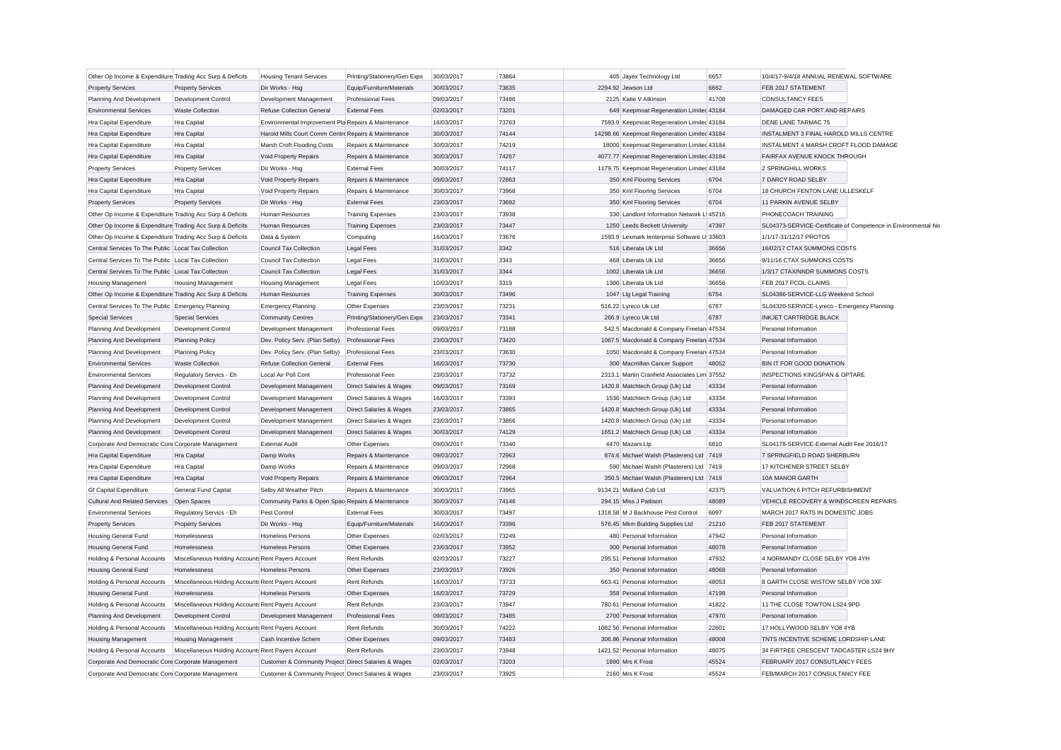| | | | | | | | | | |
|---|---|---|---|---|---|---|---|---|---|
| Other Op Income & Expenditure | Trading Acc Surp & Deficits | Housing Tenant Services | Printing/Stationery/Gen Exps | 30/03/2017 | 73864 | 405 | Jayex Technology Ltd | 6657 | 10/4/17-9/4/18 ANNUAL RENEWAL SOFTWARE |
| Property Services | Property Services | Dir Works - Hsg | Equip/Furniture/Materials | 30/03/2017 | 73635 | 2294.92 | Jewson Ltd | 6662 | FEB 2017 STATEMENT |
| Planning And Development | Development Control | Development Management | Professional Fees | 09/03/2017 | 73486 | 2125 | Katie V Atkinson | 41708 | CONSULTANCY FEES |
| Environmental Services | Waste Collection | Refuse Collection General | External Fees | 02/03/2017 | 73201 | 649 | Keepmoat Regeneration Limited | 43184 | DAMAGED CAR PORT AND REPAIRS |
| Hra Capital Expenditure | Hra Capital | Environmental Improvement Pla | Repairs & Maintenance | 16/03/2017 | 73393 | 7593.9 | Keepmoat Regeneration Limited | 43184 | DENE LANE TARMAC 75 |
| Hra Capital Expenditure | Hra Capital | Harold Mills Court Comm Centre | Repairs & Maintenance | 30/03/2017 | 74144 | 14298.66 | Keepmoat Regeneration Limited | 43184 | INSTALMENT 3 FINAL HAROLD MILLS CENTRE |
| Hra Capital Expenditure | Hra Capital | Marsh Croft Flooding Costs | Repairs & Maintenance | 30/03/2017 | 74219 | 18000 | Keepmoat Regeneration Limited | 43184 | INSTALMENT 4 MARSH CROFT FLOOD DAMAGE |
| Hra Capital Expenditure | Hra Capital | Void Property Repairs | Repairs & Maintenance | 30/03/2017 | 74267 | 4077.77 | Keepmoat Regeneration Limited | 43184 | FAIRFAX AVENUE KNOCK THROUGH |
| Property Services | Property Services | Dir Works - Hsg | External Fees | 30/03/2017 | 74117 | 1179.75 | Keepmoat Regeneration Limited | 43184 | 2 SPRINGHILL WORKS |
| Hra Capital Expenditure | Hra Capital | Void Property Repairs | Repairs & Maintenance | 09/03/2017 | 72863 | 350 | Kml Flooring Services | 6704 | 7 DARCY ROAD SELBY |
| Hra Capital Expenditure | Hra Capital | Void Property Repairs | Repairs & Maintenance | 30/03/2017 | 73968 | 350 | Kml Flooring Services | 6704 | 18 CHURCH FENTON LANE ULLESKELF |
| Property Services | Property Services | Dir Works - Hsg | External Fees | 23/03/2017 | 73692 | 350 | Kml Flooring Services | 6704 | 11 PARKIN AVENUE SELBY |
| Other Op Income & Expenditure | Trading Acc Surp & Deficits | Human Resources | Training Expenses | 23/03/2017 | 73938 | 330 | Landlord Information Network L | 45216 | PHONECOACH TRAINING |
| Other Op Income & Expenditure | Trading Acc Surp & Deficits | Human Resources | Training Expenses | 23/03/2017 | 73447 | 1250 | Leeds Beckett University | 47397 | SL04373-SERVICE-Certificate of Competence in Environmental No |
| Other Op Income & Expenditure | Trading Acc Surp & Deficits | Data & System | Computing | 16/03/2017 | 73676 | 1593.9 | Lexmark Ienterprise Software U | 33603 | 1/1/17-31/12/17 PROTOS |
| Central Services To The Public | Local Tax Collection | Council Tax Collection | Legal Fees | 31/03/2017 | 3342 | 516 | Liberata Uk Ltd | 36656 | 16/02/17 CTAX SUMMONS COSTS |
| Central Services To The Public | Local Tax Collection | Council Tax Collection | Legal Fees | 31/03/2017 | 3343 | 468 | Liberata Uk Ltd | 36656 | 9/11/16 CTAX SUMMONS COSTS |
| Central Services To The Public | Local Tax Collection | Council Tax Collection | Legal Fees | 31/03/2017 | 3344 | 1002 | Liberata Uk Ltd | 36656 | 1/3/17 CTAX/NNDR SUMMONS COSTS |
| Housing Management | Housing Management | Housing Management | Legal Fees | 10/03/2017 | 3319 | 1300 | Liberata Uk Ltd | 36656 | FEB 2017 PCOL CLAIMS |
| Other Op Income & Expenditure | Trading Acc Surp & Deficits | Human Resources | Training Expenses | 30/03/2017 | 73496 | 1047 | Llg Legal Training | 6754 | SL04386-SERVICE-LLG Weekend School |
| Central Services To The Public | Emergency Planning | Emergency Planning | Other Expenses | 23/03/2017 | 73231 | 516.22 | Lyreco Uk Ltd | 6787 | SL04320-SERVICE-Lyreco - Emergency Planning |
| Special Services | Special Services | Community Centres | Printing/Stationery/Gen Exps | 23/03/2017 | 73341 | 266.9 | Lyreco Uk Ltd | 6787 | INKJET CARTRIDGE BLACK |
| Planning And Development | Development Control | Development Management | Professional Fees | 09/03/2017 | 73188 | 542.5 | Macdonald & Company Freelan | 47534 | Personal Information |
| Planning And Development | Planning Policy | Dev. Policy Serv. (Plan Selby) | Professional Fees | 23/03/2017 | 73420 | 1067.5 | Macdonald & Company Freelan | 47534 | Personal Information |
| Planning And Development | Planning Policy | Dev. Policy Serv. (Plan Selby) | Professional Fees | 23/03/2017 | 73630 | 1050 | Macdonald & Company Freelan | 47534 | Personal Information |
| Environmental Services | Waste Collection | Refuse Collection General | External Fees | 16/03/2017 | 73730 | 300 | Macmillan Cancer Support | 48052 | BIN IT FOR GOOD DONATION |
| Environmental Services | Regulatory Servics - Eh | Local Air Poll Cont | Professional Fees | 23/03/2017 | 73732 | 2313.1 | Martin Cranfield Associates Lim | 37552 | INSPECTIONS KINGSPAN & OPTARE |
| Planning And Development | Development Control | Development Management | Direct Salaries & Wages | 09/03/2017 | 73169 | 1420.8 | Matchtech Group (Uk) Ltd | 43334 | Personal Information |
| Planning And Development | Development Control | Development Management | Direct Salaries & Wages | 16/03/2017 | 73393 | 1536 | Matchtech Group (Uk) Ltd | 43334 | Personal Information |
| Planning And Development | Development Control | Development Management | Direct Salaries & Wages | 23/03/2017 | 73865 | 1420.8 | Matchtech Group (Uk) Ltd | 43334 | Personal Information |
| Planning And Development | Development Control | Development Management | Direct Salaries & Wages | 23/03/2017 | 73866 | 1420.8 | Matchtech Group (Uk) Ltd | 43334 | Personal Information |
| Planning And Development | Development Control | Development Management | Direct Salaries & Wages | 30/03/2017 | 74129 | 1651.2 | Matchtech Group (Uk) Ltd | 43334 | Personal Information |
| Corporate And Democratic Core | Corporate Management | External Audit | Other Expenses | 09/03/2017 | 73340 | 4470 | Mazars Llp | 6810 | SL04178-SERVICE-External Audit Fee 2016/17 |
| Hra Capital Expenditure | Hra Capital | Damp Works | Repairs & Maintenance | 09/03/2017 | 72963 | 874.6 | Michael Walsh (Plasterers) Ltd | 7419 | 7 SPRINGFIELD ROAD SHERBURN |
| Hra Capital Expenditure | Hra Capital | Damp Works | Repairs & Maintenance | 09/03/2017 | 72968 | 590 | Michael Walsh (Plasterers) Ltd | 7419 | 17 KITCHENER STREET SELBY |
| Hra Capital Expenditure | Hra Capital | Void Property Repairs | Repairs & Maintenance | 09/03/2017 | 72964 | 350.5 | Michael Walsh (Plasterers) Ltd | 7419 | 10A MANOR GARTH |
| Gf Capital Expenditure | General Fund Capital | Selby All Weather Pitch | Repairs & Maintenance | 30/03/2017 | 73965 | 9134.21 | Midland Csb Ltd | 42375 | VALUATION 6 PITCH REFURBISHMENT |
| Cultural And Related Services | Open Spaces | Community Parks & Open Spac | Repairs & Maintenance | 30/03/2017 | 74146 | 294.15 | Miss J Pattison | 48089 | VEHICLE RECOVERY & WINDSCREEN REPAIRS |
| Environmental Services | Regulatory Servics - Eh | Pest Control | External Fees | 30/03/2017 | 73497 | 1318.58 | M J Backhouse Pest Control | 6097 | MARCH 2017 RATS IN DOMESTIC JOBS |
| Property Services | Property Services | Dir Works - Hsg | Equip/Furniture/Materials | 16/03/2017 | 73396 | 576.45 | Mkm Building Supplies Ltd | 21210 | FEB 2017 STATEMENT |
| Housing General Fund | Homelessness | Homeless Persons | Other Expenses | 02/03/2017 | 73249 | 480 | Personal Information | 47942 | Personal Information |
| Housing General Fund | Homelessness | Homeless Persons | Other Expenses | 23/03/2017 | 73952 | 300 | Personal Information | 48078 | Personal Information |
| Holding & Personal Accounts | Miscellaneous Holding Accounts | Rent Payers Account | Rent Refunds | 02/03/2017 | 73227 | 295.51 | Personal Information | 47932 | 4 NORMANDY CLOSE SELBY YO8 4YH |
| Housing General Fund | Homelessness | Homeless Persons | Other Expenses | 23/03/2017 | 73926 | 350 | Personal Information | 48068 | Personal Information |
| Holding & Personal Accounts | Miscellaneous Holding Accounts | Rent Payers Account | Rent Refunds | 16/03/2017 | 73733 | 663.41 | Personal Information | 48053 | 8 GARTH CLOSE WISTOW SELBY YO8 3XF |
| Housing General Fund | Homelessness | Homeless Persons | Other Expenses | 16/03/2017 | 73729 | 358 | Personal Information | 47198 | Personal Information |
| Holding & Personal Accounts | Miscellaneous Holding Accounts | Rent Payers Account | Rent Refunds | 23/03/2017 | 73947 | 780.61 | Personal Information | 41822 | 11 THE CLOSE TOWTON LS24 9PD |
| Planning And Development | Development Control | Development Management | Professional Fees | 09/03/2017 | 73485 | 2700 | Personal Information | 47970 | Personal Information |
| Holding & Personal Accounts | Miscellaneous Holding Accounts | Rent Payers Account | Rent Refunds | 30/03/2017 | 74222 | 1082.56 | Personal Information | 22601 | 17 HOLLYWOOD SELBY YO8 4YB |
| Housing Management | Housing Management | Cash Incentive Schem | Other Expenses | 09/03/2017 | 73483 | 306.86 | Personal Information | 48008 | TNTS INCENTIVE SCHEME LORDSHIP LANE |
| Holding & Personal Accounts | Miscellaneous Holding Accounts | Rent Payers Account | Rent Refunds | 23/03/2017 | 73948 | 1421.52 | Personal Information | 48075 | 34 FIRTREE CRESCENT TADCASTER LS24 9HY |
| Corporate And Democratic Core | Corporate Management | Customer & Community Project | Direct Salaries & Wages | 02/03/2017 | 73203 | 1890 | Mrs K Frost | 45524 | FEBRUARY 2017 CONSULTANCY FEES |
| Corporate And Democratic Core | Corporate Management | Customer & Community Project | Direct Salaries & Wages | 23/03/2017 | 73925 | 2160 | Mrs K Frost | 45524 | FEB/MARCH 2017 CONSULTANCY FEE |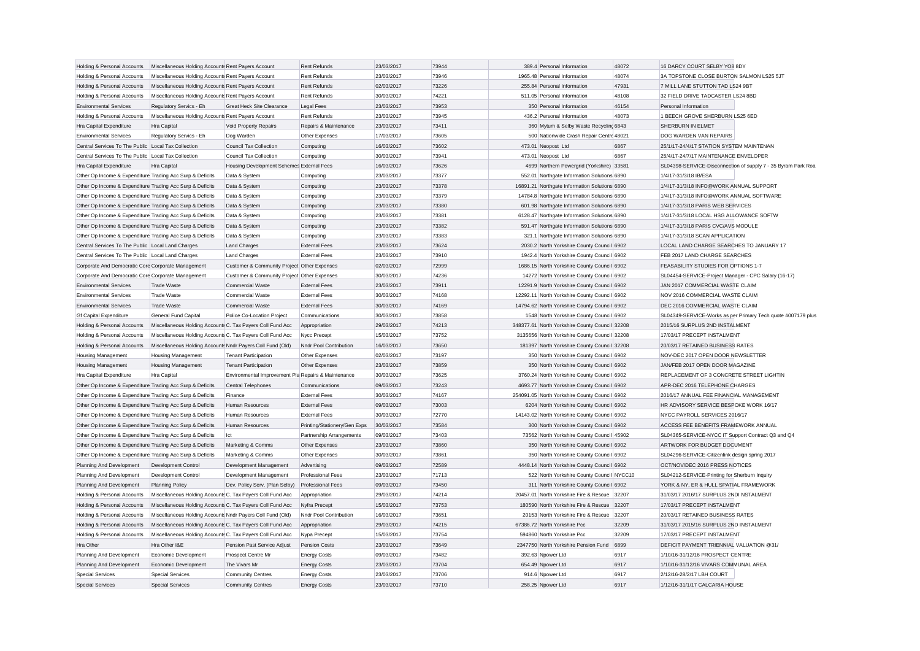| | | | | | | | | | |
|---|---|---|---|---|---|---|---|---|---|
| Holding & Personal Accounts | Miscellaneous Holding Accounts | Rent Payers Account | Rent Refunds | 23/03/2017 | 73944 | 389.4 | Personal Information | 48072 | 16 DARCY COURT SELBY YO8 8DY |
| Holding & Personal Accounts | Miscellaneous Holding Accounts | Rent Payers Account | Rent Refunds | 23/03/2017 | 73946 | 1965.48 | Personal Information | 48074 | 3A TOPSTONE CLOSE BURTON SALMON LS25 5JT |
| Holding & Personal Accounts | Miscellaneous Holding Accounts | Rent Payers Account | Rent Refunds | 02/03/2017 | 73226 | 255.84 | Personal Information | 47931 | 7 MILL LANE STUTTON TAD LS24 9BT |
| Holding & Personal Accounts | Miscellaneous Holding Accounts | Rent Payers Account | Rent Refunds | 30/03/2017 | 74221 | 511.05 | Personal Information | 48108 | 32 FIELD DRIVE TADCASTER LS24 8BD |
| Environmental Services | Regulatory Servics - Eh | Great Heck Site Clearance | Legal Fees | 23/03/2017 | 73953 | 350 | Personal Information | 46154 | Personal Information |
| Holding & Personal Accounts | Miscellaneous Holding Accounts | Rent Payers Account | Rent Refunds | 23/03/2017 | 73945 | 436.2 | Personal Information | 48073 | 1 BEECH GROVE SHERBURN LS25 6ED |
| Hra Capital Expenditure | Hra Capital | Void Property Repairs | Repairs & Maintenance | 23/03/2017 | 73411 | 360 | Mytum & Selby Waste Recycling | 6843 | SHERBURN IN ELMET |
| Environmental Services | Regulatory Servics - Eh | Dog Warden | Other Expenses | 17/03/2017 | 73605 | 500 | Nationwide Crash Repair Centre | 48021 | DOG WARDEN VAN REPAIRS |
| Central Services To The Public | Local Tax Collection | Council Tax Collection | Computing | 16/03/2017 | 73602 | 473.01 | Neopost Ltd | 6867 | 25/1/17-24/4/17 STATION SYSTEM MAINTENAN |
| Central Services To The Public | Local Tax Collection | Council Tax Collection | Computing | 30/03/2017 | 73941 | 473.01 | Neopost Ltd | 6867 | 25/4/17-24/7/17 MAINTENANCE ENVELOPER |
| Hra Capital Expenditure | Hra Capital | Housing Development Schemes | External Fees | 16/03/2017 | 73626 | 4699 | Northern Powergrid (Yorkshire) | 33581 | SL04398-SERVICE-Disconnection of supply 7 - 35 Byram Park Roa |
| Other Op Income & Expenditure | Trading Acc Surp & Deficits | Data & System | Computing | 23/03/2017 | 73377 | 552.01 | Northgate Information Solutions | 6890 | 1/4/17-31/3/18 IB/ESA |
| Other Op Income & Expenditure | Trading Acc Surp & Deficits | Data & System | Computing | 23/03/2017 | 73378 | 16891.21 | Northgate Information Solutions | 6890 | 1/4/17-31/3/18 INFO@WORK ANNUAL SUPPORT |
| Other Op Income & Expenditure | Trading Acc Surp & Deficits | Data & System | Computing | 23/03/2017 | 73379 | 14784.8 | Northgate Information Solutions | 6890 | 1/4/17-31/3/18 INFO@WORK ANNUAL SOFTWARE |
| Other Op Income & Expenditure | Trading Acc Surp & Deficits | Data & System | Computing | 23/03/2017 | 73380 | 601.98 | Northgate Information Solutions | 6890 | 1/4/17-31/3/18 PARIS WEB SERVICES |
| Other Op Income & Expenditure | Trading Acc Surp & Deficits | Data & System | Computing | 23/03/2017 | 73381 | 6128.47 | Northgate Information Solutions | 6890 | 1/4/17-31/3/18 LOCAL HSG ALLOWANCE SOFTW |
| Other Op Income & Expenditure | Trading Acc Surp & Deficits | Data & System | Computing | 23/03/2017 | 73382 | 591.47 | Northgate Information Solutions | 6890 | 1/4/17-31/3/18 PARIS CVC/AVS MODULE |
| Other Op Income & Expenditure | Trading Acc Surp & Deficits | Data & System | Computing | 23/03/2017 | 73383 | 321.1 | Northgate Information Solutions | 6890 | 1/4/17-31/3/18 SCAN APPLICATION |
| Central Services To The Public | Local Land Charges | Land Charges | External Fees | 23/03/2017 | 73624 | 2030.2 | North Yorkshire County Council | 6902 | LOCAL LAND CHARGE SEARCHES TO JANUARY 17 |
| Central Services To The Public | Local Land Charges | Land Charges | External Fees | 23/03/2017 | 73910 | 1942.4 | North Yorkshire County Council | 6902 | FEB 2017 LAND CHARGE SEARCHES |
| Corporate And Democratic Core | Corporate Management | Customer & Community Project | Other Expenses | 02/03/2017 | 72999 | 1686.15 | North Yorkshire County Council | 6902 | FEASABILITY STUDIES FOR OPTIONS 1-7 |
| Corporate And Democratic Core | Corporate Management | Customer & Community Project | Other Expenses | 30/03/2017 | 74236 | 14272 | North Yorkshire County Council | 6902 | SL04454-SERVICE-Project Manager - CPC Salary (16-17) |
| Environmental Services | Trade Waste | Commercial Waste | External Fees | 23/03/2017 | 73911 | 12291.9 | North Yorkshire County Council | 6902 | JAN 2017 COMMERCIAL WASTE CLAIM |
| Environmental Services | Trade Waste | Commercial Waste | External Fees | 30/03/2017 | 74168 | 12292.11 | North Yorkshire County Council | 6902 | NOV 2016 COMMERCIAL WASTE CLAIM |
| Environmental Services | Trade Waste | Commercial Waste | External Fees | 30/03/2017 | 74169 | 14794.62 | North Yorkshire County Council | 6902 | DEC 2016 COMMERCIAL WASTE CLAIM |
| Gf Capital Expenditure | General Fund Capital | Police Co-Location Project | Communications | 30/03/2017 | 73858 | 1548 | North Yorkshire County Council | 6902 | SL04349-SERVICE-Works as per Primary Tech quote #007179 plus |
| Holding & Personal Accounts | Miscellaneous Holding Accounts | C. Tax Payers Coll Fund Acc | Appropriation | 29/03/2017 | 74213 | 348377.61 | North Yorkshire County Council | 32208 | 2015/16 SURPLUS 2ND INSTALMENT |
| Holding & Personal Accounts | Miscellaneous Holding Accounts | C. Tax Payers Coll Fund Acc | Nycc Precept | 15/03/2017 | 73752 | 3135656 | North Yorkshire County Council | 32208 | 17/03/17 PRECEPT INSTALMENT |
| Holding & Personal Accounts | Miscellaneous Holding Accounts | Nndr Payers Coll Fund (Old) | Nndr Pool Contribution | 16/03/2017 | 73650 | 181397 | North Yorkshire County Council | 32208 | 20/03/17 RETAINED BUSINESS RATES |
| Housing Management | Housing Management | Tenant Participation | Other Expenses | 02/03/2017 | 73197 | 350 | North Yorkshire County Council | 6902 | NOV-DEC 2017 OPEN DOOR NEWSLETTER |
| Housing Management | Housing Management | Tenant Participation | Other Expenses | 23/03/2017 | 73859 | 350 | North Yorkshire County Council | 6902 | JAN/FEB 2017 OPEN DOOR MAGAZINE |
| Hra Capital Expenditure | Hra Capital | Environmental Improvement Pla | Repairs & Maintenance | 30/03/2017 | 73625 | 3760.24 | North Yorkshire County Council | 6902 | REPLACEMENT OF 3 CONCRETE STREET LIGHTIN |
| Other Op Income & Expenditure | Trading Acc Surp & Deficits | Central Telephones | Communications | 09/03/2017 | 73243 | 4693.77 | North Yorkshire County Council | 6902 | APR-DEC 2016 TELEPHONE CHARGES |
| Other Op Income & Expenditure | Trading Acc Surp & Deficits | Finance | External Fees | 30/03/2017 | 74167 | 254091.05 | North Yorkshire County Council | 6902 | 2016/17 ANNUAL FEE FINANCIAL MANAGEMENT |
| Other Op Income & Expenditure | Trading Acc Surp & Deficits | Human Resources | External Fees | 09/03/2017 | 73003 | 6204 | North Yorkshire County Council | 6902 | HR ADVISORY SERVICE BESPOKE WORK 16/17 |
| Other Op Income & Expenditure | Trading Acc Surp & Deficits | Human Resources | External Fees | 30/03/2017 | 72770 | 14143.02 | North Yorkshire County Council | 6902 | NYCC PAYROLL SERVICES 2016/17 |
| Other Op Income & Expenditure | Trading Acc Surp & Deficits | Human Resources | Printing/Stationery/Gen Exps | 30/03/2017 | 73584 | 300 | North Yorkshire County Council | 6902 | ACCESS FEE BENEFITS FRAMEWORK ANNUAL |
| Other Op Income & Expenditure | Trading Acc Surp & Deficits | Ict | Partnership Arrangements | 09/03/2017 | 73403 | 73562 | North Yorkshire County Council | 45902 | SL04365-SERVICE-NYCC IT Support Contract Q3 and Q4 |
| Other Op Income & Expenditure | Trading Acc Surp & Deficits | Marketing & Comms | Other Expenses | 23/03/2017 | 73860 | 350 | North Yorkshire County Council | 6902 | ARTWORK FOR BUDGET DOCUMENT |
| Other Op Income & Expenditure | Trading Acc Surp & Deficits | Marketing & Comms | Other Expenses | 30/03/2017 | 73861 | 350 | North Yorkshire County Council | 6902 | SL04296-SERVICE-Citizenlink design spring 2017 |
| Planning And Development | Development Control | Development Management | Advertising | 09/03/2017 | 72589 | 4448.14 | North Yorkshire County Council | 6902 | OCT/NOV/DEC 2016 PRESS NOTICES |
| Planning And Development | Development Control | Development Management | Professional Fees | 23/03/2017 | 71713 | 522 | North Yorkshire County Council | NYCC10 | SL04212-SERVICE-Printing for Sherburn Inquiry |
| Planning And Development | Planning Policy | Dev. Policy Serv. (Plan Selby) | Professional Fees | 09/03/2017 | 73450 | 311 | North Yorkshire County Council | 6902 | YORK & NY, ER & HULL SPATIAL FRAMEWORK |
| Holding & Personal Accounts | Miscellaneous Holding Accounts | C. Tax Payers Coll Fund Acc | Appropriation | 29/03/2017 | 74214 | 20457.01 | North Yorkshire Fire & Rescue | 32207 | 31/03/17 2016/17 SURPLUS 2NDI NSTALMENT |
| Holding & Personal Accounts | Miscellaneous Holding Accounts | C. Tax Payers Coll Fund Acc | Nyfra Precept | 15/03/2017 | 73753 | 180590 | North Yorkshire Fire & Rescue | 32207 | 17/03/17 PRECEPT INSTALMENT |
| Holding & Personal Accounts | Miscellaneous Holding Accounts | Nndr Payers Coll Fund (Old) | Nndr Pool Contribution | 16/03/2017 | 73651 | 20153 | North Yorkshire Fire & Rescue | 32207 | 20/03/17 RETAINED BUSINESS RATES |
| Holding & Personal Accounts | Miscellaneous Holding Accounts | C. Tax Payers Coll Fund Acc | Appropriation | 29/03/2017 | 74215 | 67386.72 | North Yorkshire Pcc | 32209 | 31/03/17 2015/16 SURPLUS 2ND INSTALMENT |
| Holding & Personal Accounts | Miscellaneous Holding Accounts | C. Tax Payers Coll Fund Acc | Nypa Precept | 15/03/2017 | 73754 | 594860 | North Yorkshire Pcc | 32209 | 17/03/17 PRECEPT INSTALMENT |
| Hra Other | Hra Other I&E | Pension Past Service Adjust | Pension Costs | 23/03/2017 | 73649 | 2347750 | North Yorkshire Pension Fund | 6899 | DEFICIT PAYMENT TRIENNIAL VALUATION @31/ |
| Planning And Development | Economic Development | Prospect Centre Mr | Energy Costs | 09/03/2017 | 73482 | 392.63 | Npower Ltd | 6917 | 1/10/16-31/12/16 PROSPECT CENTRE |
| Planning And Development | Economic Development | The Vivars Mr | Energy Costs | 23/03/2017 | 73704 | 654.49 | Npower Ltd | 6917 | 1/10/16-31/12/16 VIVARS COMMUNAL AREA |
| Special Services | Special Services | Community Centres | Energy Costs | 23/03/2017 | 73706 | 914.6 | Npower Ltd | 6917 | 2/12/16-28/2/17 LBH COURT |
| Special Services | Special Services | Community Centres | Energy Costs | 23/03/2017 | 73710 | 258.25 | Npower Ltd | 6917 | 1/12/16-31/1/17 CALCARIA HOUSE |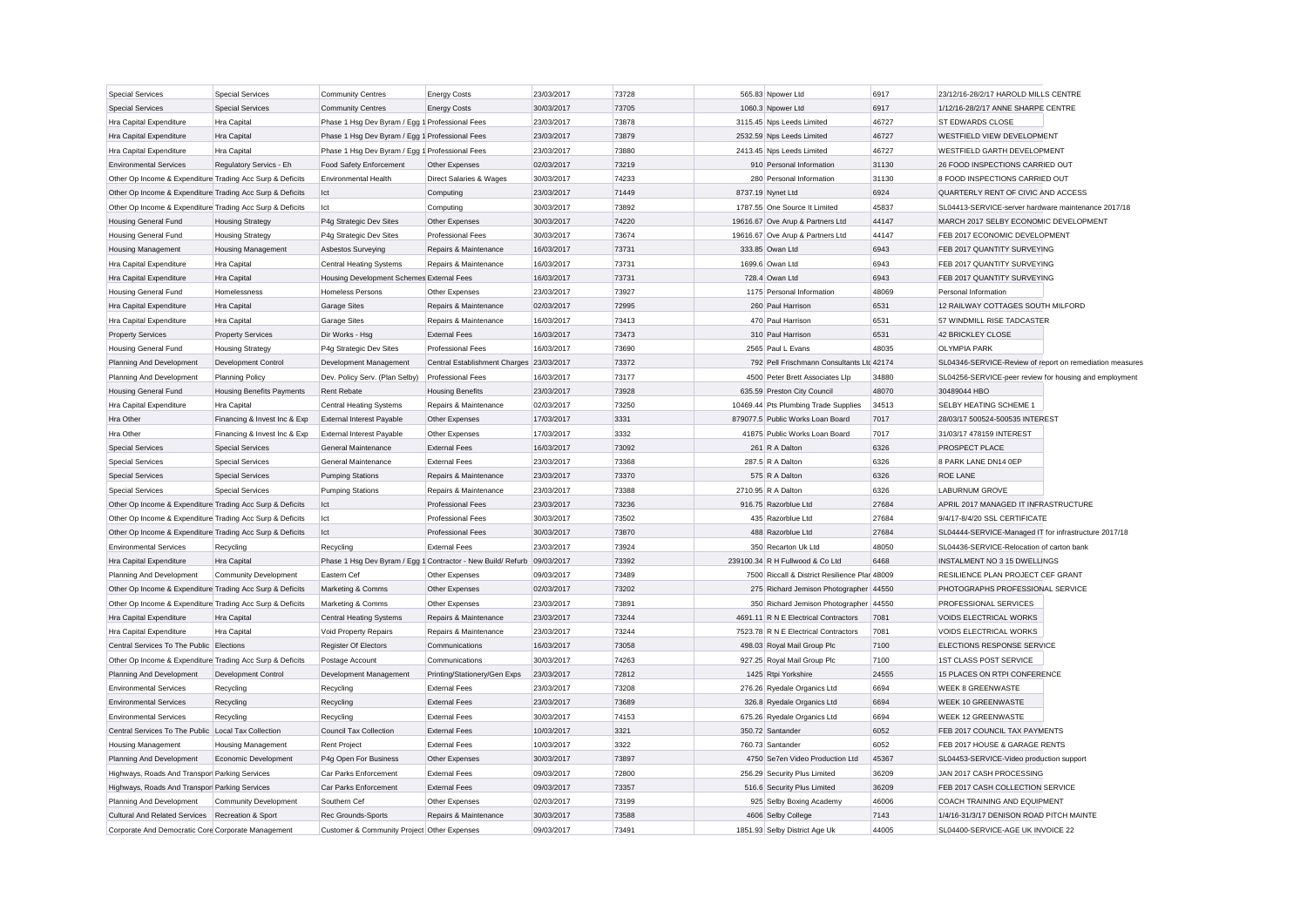| Special Services | Special Services | Community Centres | Energy Costs | 23/03/2017 | 73728 | 565.83 | Npower Ltd | 6917 | 23/12/16-28/2/17 HAROLD MILLS CENTRE |
|---|---|---|---|---|---|---|---|---|---|
| Special Services | Special Services | Community Centres | Energy Costs | 30/03/2017 | 73705 | 1060.3 | Npower Ltd | 6917 | 1/12/16-28/2/17 ANNE SHARPE CENTRE |
| Hra Capital Expenditure | Hra Capital | Phase 1 Hsg Dev Byram / Egg 1 | Professional Fees | 23/03/2017 | 73878 | 3115.45 | Nps Leeds Limited | 46727 | ST EDWARDS CLOSE |
| Hra Capital Expenditure | Hra Capital | Phase 1 Hsg Dev Byram / Egg 1 | Professional Fees | 23/03/2017 | 73879 | 2532.59 | Nps Leeds Limited | 46727 | WESTFIELD VIEW DEVELOPMENT |
| Hra Capital Expenditure | Hra Capital | Phase 1 Hsg Dev Byram / Egg 1 | Professional Fees | 23/03/2017 | 73880 | 2413.45 | Nps Leeds Limited | 46727 | WESTFIELD GARTH DEVELOPMENT |
| Environmental Services | Regulatory Servics - Eh | Food Safety Enforcement | Other Expenses | 02/03/2017 | 73219 | 910 | Personal Information | 31130 | 26 FOOD INSPECTIONS CARRIED OUT |
| Other Op Income & Expenditure | Trading Acc Surp & Deficits | Environmental Health | Direct Salaries & Wages | 30/03/2017 | 74233 | 280 | Personal Information | 31130 | 8 FOOD INSPECTIONS CARRIED OUT |
| Other Op Income & Expenditure | Trading Acc Surp & Deficits | Ict | Computing | 23/03/2017 | 71449 | 8737.19 | Nynet Ltd | 6924 | QUARTERLY RENT OF CIVIC AND ACCESS |
| Other Op Income & Expenditure | Trading Acc Surp & Deficits | Ict | Computing | 30/03/2017 | 73892 | 1787.55 | One Source It Limited | 45837 | SL04413-SERVICE-server hardware maintenance 2017/18 |
| Housing General Fund | Housing Strategy | P4g Strategic Dev Sites | Other Expenses | 30/03/2017 | 74220 | 19616.67 | Ove Arup & Partners Ltd | 44147 | MARCH 2017 SELBY ECONOMIC DEVELOPMENT |
| Housing General Fund | Housing Strategy | P4g Strategic Dev Sites | Professional Fees | 30/03/2017 | 73674 | 19616.67 | Ove Arup & Partners Ltd | 44147 | FEB 2017 ECONOMIC DEVELOPMENT |
| Housing Management | Housing Management | Asbestos Surveying | Repairs & Maintenance | 16/03/2017 | 73731 | 333.85 | Owan Ltd | 6943 | FEB 2017 QUANTITY SURVEYING |
| Hra Capital Expenditure | Hra Capital | Central Heating Systems | Repairs & Maintenance | 16/03/2017 | 73731 | 1699.6 | Owan Ltd | 6943 | FEB 2017 QUANTITY SURVEYING |
| Hra Capital Expenditure | Hra Capital | Housing Development Schemes | External Fees | 16/03/2017 | 73731 | 728.4 | Owan Ltd | 6943 | FEB 2017 QUANTITY SURVEYING |
| Housing General Fund | Homelessness | Homeless Persons | Other Expenses | 23/03/2017 | 73927 | 1175 | Personal Information | 48069 | Personal Information |
| Hra Capital Expenditure | Hra Capital | Garage Sites | Repairs & Maintenance | 02/03/2017 | 72995 | 260 | Paul Harrison | 6531 | 12 RAILWAY COTTAGES SOUTH MILFORD |
| Hra Capital Expenditure | Hra Capital | Garage Sites | Repairs & Maintenance | 16/03/2017 | 73413 | 470 | Paul Harrison | 6531 | 57 WINDMILL RISE TADCASTER |
| Property Services | Property Services | Dir Works - Hsg | External Fees | 16/03/2017 | 73473 | 310 | Paul Harrison | 6531 | 42 BRICKLEY CLOSE |
| Housing General Fund | Housing Strategy | P4g Strategic Dev Sites | Professional Fees | 16/03/2017 | 73690 | 2565 | Paul L Evans | 48035 | OLYMPIA PARK |
| Planning And Development | Development Control | Development Management | Central Establishment Charges | 23/03/2017 | 73372 | 792 | Pell Frischmann Consultants Ltd | 42174 | SL04346-SERVICE-Review of report on remediation measures |
| Planning And Development | Planning Policy | Dev. Policy Serv. (Plan Selby) | Professional Fees | 16/03/2017 | 73177 | 4500 | Peter Brett Associates Llp | 34880 | SL04256-SERVICE-peer review for housing and employment |
| Housing General Fund | Housing Benefits Payments | Rent Rebate | Housing Benefits | 23/03/2017 | 73928 | 635.59 | Preston City Council | 48070 | 30489044 HBO |
| Hra Capital Expenditure | Hra Capital | Central Heating Systems | Repairs & Maintenance | 02/03/2017 | 73250 | 10469.44 | Pts Plumbing Trade Supplies | 34513 | SELBY HEATING SCHEME 1 |
| Hra Other | Financing & Invest Inc & Exp | External Interest Payable | Other Expenses | 17/03/2017 | 3331 | 879077.5 | Public Works Loan Board | 7017 | 28/03/17 500524-500535 INTEREST |
| Hra Other | Financing & Invest Inc & Exp | External Interest Payable | Other Expenses | 17/03/2017 | 3332 | 41875 | Public Works Loan Board | 7017 | 31/03/17 478159 INTEREST |
| Special Services | Special Services | General Maintenance | External Fees | 16/03/2017 | 73092 | 261 | R A Dalton | 6326 | PROSPECT PLACE |
| Special Services | Special Services | General Maintenance | External Fees | 23/03/2017 | 73368 | 287.5 | R A Dalton | 6326 | 8 PARK LANE DN14 0EP |
| Special Services | Special Services | Pumping Stations | Repairs & Maintenance | 23/03/2017 | 73370 | 575 | R A Dalton | 6326 | ROE LANE |
| Special Services | Special Services | Pumping Stations | Repairs & Maintenance | 23/03/2017 | 73388 | 2710.95 | R A Dalton | 6326 | LABURNUM GROVE |
| Other Op Income & Expenditure | Trading Acc Surp & Deficits | Ict | Professional Fees | 23/03/2017 | 73236 | 916.75 | Razorblue Ltd | 27684 | APRIL 2017 MANAGED IT INFRASTRUCTURE |
| Other Op Income & Expenditure | Trading Acc Surp & Deficits | Ict | Professional Fees | 30/03/2017 | 73502 | 435 | Razorblue Ltd | 27684 | 9/4/17-8/4/20 SSL CERTIFICATE |
| Other Op Income & Expenditure | Trading Acc Surp & Deficits | Ict | Professional Fees | 30/03/2017 | 73870 | 488 | Razorblue Ltd | 27684 | SL04444-SERVICE-Managed IT for infrastructure 2017/18 |
| Environmental Services | Recycling | Recycling | External Fees | 23/03/2017 | 73924 | 350 | Recarton Uk Ltd | 48050 | SL04436-SERVICE-Relocation of carton bank |
| Hra Capital Expenditure | Hra Capital | Phase 1 Hsg Dev Byram / Egg 1 | Contractor - New Build/ Refurb | 09/03/2017 | 73392 | 239100.34 | R H Fullwood & Co Ltd | 6468 | INSTALMENT NO 3 15 DWELLINGS |
| Planning And Development | Community Development | Eastern Cef | Other Expenses | 09/03/2017 | 73489 | 7500 | Riccall & District Resilience Plan | 48009 | RESILIENCE PLAN PROJECT CEF GRANT |
| Other Op Income & Expenditure | Trading Acc Surp & Deficits | Marketing & Comms | Other Expenses | 02/03/2017 | 73202 | 275 | Richard Jemison Photographer | 44550 | PHOTOGRAPHS PROFESSIONAL SERVICE |
| Other Op Income & Expenditure | Trading Acc Surp & Deficits | Marketing & Comms | Other Expenses | 23/03/2017 | 73891 | 350 | Richard Jemison Photographer | 44550 | PROFESSIONAL SERVICES |
| Hra Capital Expenditure | Hra Capital | Central Heating Systems | Repairs & Maintenance | 23/03/2017 | 73244 | 4691.11 | R N E Electrical Contractors | 7081 | VOIDS ELECTRICAL WORKS |
| Hra Capital Expenditure | Hra Capital | Void Property Repairs | Repairs & Maintenance | 23/03/2017 | 73244 | 7523.78 | R N E Electrical Contractors | 7081 | VOIDS ELECTRICAL WORKS |
| Central Services To The Public | Elections | Register Of Electors | Communications | 16/03/2017 | 73058 | 498.03 | Royal Mail Group Plc | 7100 | ELECTIONS RESPONSE SERVICE |
| Other Op Income & Expenditure | Trading Acc Surp & Deficits | Postage Account | Communications | 30/03/2017 | 74263 | 927.25 | Royal Mail Group Plc | 7100 | 1ST CLASS POST SERVICE |
| Planning And Development | Development Control | Development Management | Printing/Stationery/Gen Exps | 23/03/2017 | 72812 | 1425 | Rtpi Yorkshire | 24555 | 15 PLACES ON RTPI CONFERENCE |
| Environmental Services | Recycling | Recycling | External Fees | 23/03/2017 | 73208 | 276.26 | Ryedale Organics Ltd | 6694 | WEEK 8 GREENWASTE |
| Environmental Services | Recycling | Recycling | External Fees | 23/03/2017 | 73689 | 326.8 | Ryedale Organics Ltd | 6694 | WEEK 10 GREENWASTE |
| Environmental Services | Recycling | Recycling | External Fees | 30/03/2017 | 74153 | 675.26 | Ryedale Organics Ltd | 6694 | WEEK 12 GREENWASTE |
| Central Services To The Public | Local Tax Collection | Council Tax Collection | External Fees | 10/03/2017 | 3321 | 350.72 | Santander | 6052 | FEB 2017 COUNCIL TAX PAYMENTS |
| Housing Management | Housing Management | Rent Project | External Fees | 10/03/2017 | 3322 | 760.73 | Santander | 6052 | FEB 2017 HOUSE & GARAGE RENTS |
| Planning And Development | Economic Development | P4g Open For Business | Other Expenses | 30/03/2017 | 73897 | 4750 | Se7en Video Production Ltd | 45367 | SL04453-SERVICE-Video production support |
| Highways, Roads And Transport | Parking Services | Car Parks Enforcement | External Fees | 09/03/2017 | 72800 | 256.29 | Security Plus Limited | 36209 | JAN 2017 CASH PROCESSING |
| Highways, Roads And Transport | Parking Services | Car Parks Enforcement | External Fees | 09/03/2017 | 73357 | 516.6 | Security Plus Limited | 36209 | FEB 2017 CASH COLLECTION SERVICE |
| Planning And Development | Community Development | Southern Cef | Other Expenses | 02/03/2017 | 73199 | 925 | Selby Boxing Academy | 46006 | COACH TRAINING AND EQUIPMENT |
| Cultural And Related Services | Recreation & Sport | Rec Grounds-Sports | Repairs & Maintenance | 30/03/2017 | 73588 | 4606 | Selby College | 7143 | 1/4/16-31/3/17 DENISON ROAD PITCH MAINTE |
| Corporate And Democratic Core | Corporate Management | Customer & Community Project | Other Expenses | 09/03/2017 | 73491 | 1851.93 | Selby District Age Uk | 44005 | SL04400-SERVICE-AGE UK INVOICE 22 |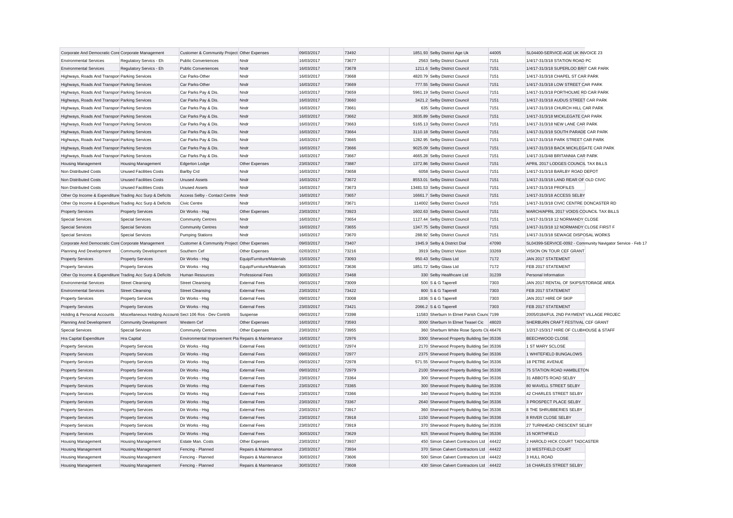| | | | | | | | | | |
|---|---|---|---|---|---|---|---|---|---|
| Corporate And Democratic Core | Corporate Management | Customer & Community Project | Other Expenses | 09/03/2017 | 73492 | 1851.93 | Selby District Age Uk | 44005 | SL04400-SERVICE-AGE UK INVOICE 23 |
| Environmental Services | Regulatory Servics - Eh | Public Conveniences | Nndr | 16/03/2017 | 73677 | 2563 | Selby District Council | 7151 | 1/4/17-31/3/18 STATION ROAD PC |
| Environmental Services | Regulatory Servics - Eh | Public Conveniences | Nndr | 16/03/2017 | 73678 | 1211.6 | Selby District Council | 7151 | 1/4/17-31/3/18 SUPERLOO BRIT CAR PARK |
| Highways, Roads And Transport | Parking Services | Car Parks-Other | Nndr | 16/03/2017 | 73668 | 4820.79 | Selby District Council | 7151 | 1/4/17-31/3/18 CHAPEL ST CAR PARK |
| Highways, Roads And Transport | Parking Services | Car Parks-Other | Nndr | 16/03/2017 | 73669 | 777.55 | Selby District Council | 7151 | 1/4/17-31/3/18 LOW STREET CAR PARK |
| Highways, Roads And Transport | Parking Services | Car Parks Pay & Dis. | Nndr | 16/03/2017 | 73659 | 5961.19 | Selby District Council | 7151 | 1/4/17-31/3/18 PORTHOLME RD CAR PARK |
| Highways, Roads And Transport | Parking Services | Car Parks Pay & Dis. | Nndr | 16/03/2017 | 73660 | 3421.2 | Selby District Council | 7151 | 1/4/17-31/3/18 AUDUS STREET CAR PARK |
| Highways, Roads And Transport | Parking Services | Car Parks Pay & Dis. | Nndr | 16/03/2017 | 73661 | 635 | Selby District Council | 7151 | 1/4/17-31/3/18 CHURCH HILL CAR PARK |
| Highways, Roads And Transport | Parking Services | Car Parks Pay & Dis. | Nndr | 16/03/2017 | 73662 | 3835.89 | Selby District Council | 7151 | 1/4/17-31/3/18 MICKLEGATE CAR PARK |
| Highways, Roads And Transport | Parking Services | Car Parks Pay & Dis. | Nndr | 16/03/2017 | 73663 | 5165.13 | Selby District Council | 7151 | 1/4/17-31/3/18 NEW LANE CAR PARK |
| Highways, Roads And Transport | Parking Services | Car Parks Pay & Dis. | Nndr | 16/03/2017 | 73664 | 3110.18 | Selby District Council | 7151 | 1/4/17-31/3/18 SOUTH PARADE CAR PARK |
| Highways, Roads And Transport | Parking Services | Car Parks Pay & Dis. | Nndr | 16/03/2017 | 73665 | 1282.95 | Selby District Council | 7151 | 1/4/17-31/3/18 PARK STREET CAR PARK |
| Highways, Roads And Transport | Parking Services | Car Parks Pay & Dis. | Nndr | 16/03/2017 | 73666 | 9025.09 | Selby District Council | 7151 | 1/4/17-31/3/18 BACK MICKLEGATE CAR PARK |
| Highways, Roads And Transport | Parking Services | Car Parks Pay & Dis. | Nndr | 16/03/2017 | 73667 | 4665.28 | Selby District Council | 7151 | 1/4/17-31/3/48 BRITANNIA CAR PARK |
| Housing Management | Housing Management | Edgerton Lodge | Other Expenses | 23/03/2017 | 73887 | 1372.86 | Selby District Council | 7151 | APRIL 2017 LODGES COUNCIL TAX BILLS |
| Non Distributed Costs | Unused Facilities Costs | Barlby Crd | Nndr | 16/03/2017 | 73658 | 6058 | Selby District Council | 7151 | 1/4/17-31/3/18 BARLBY ROAD DEPOT |
| Non Distributed Costs | Unused Facilities Costs | Unused Assets | Nndr | 16/03/2017 | 73672 | 8553.01 | Selby District Council | 7151 | 1/4/17-31/3/18 LAND REAR OF OLD CIVIC |
| Non Distributed Costs | Unused Facilities Costs | Unused Assets | Nndr | 16/03/2017 | 73673 | 13481.53 | Selby District Council | 7151 | 1/4/17-31/3/18 PROFILES |
| Other Op Income & Expenditure | Trading Acc Surp & Deficits | Access Selby - Contact Centre | Nndr | 16/03/2017 | 73657 | 16661.7 | Selby District Council | 7151 | 1/4/17-31/3/18 ACCESS SELBY |
| Other Op Income & Expenditure | Trading Acc Surp & Deficits | Civic Centre | Nndr | 16/03/2017 | 73671 | 114002 | Selby District Council | 7151 | 1/4/17-31/3/18 CIVIC CENTRE DONCASTER RD |
| Property Services | Property Services | Dir Works - Hsg | Other Expenses | 23/03/2017 | 73923 | 1602.63 | Selby District Council | 7151 | MARCH/APRIL 2017 VOIDS COUNCIL TAX BILLS |
| Special Services | Special Services | Community Centres | Nndr | 16/03/2017 | 73654 | 1127.44 | Selby District Council | 7151 | 1/4/17-31/3/18 12 NORMANDY CLOSE |
| Special Services | Special Services | Community Centres | Nndr | 16/03/2017 | 73655 | 1347.75 | Selby District Council | 7151 | 1/4/17-31/3/18 12 NORMANDY CLOSE FIRST F |
| Special Services | Special Services | Pumping Stations | Nndr | 16/03/2017 | 73670 | 288.92 | Selby District Council | 7151 | 1/4/17-31/3/18 SEWAGE DISPOSAL WORKS |
| Corporate And Democratic Core | Corporate Management | Customer & Community Project | Other Expenses | 09/03/2017 | 73407 | 1945.9 | Selby & District Dial | 47090 | SL04399-SERVICE-0092 - Community Navigator Service - Feb 17 |
| Planning And Development | Community Development | Southern Cef | Other Expenses | 02/03/2017 | 73216 | 3919 | Selby District Vision | 33269 | VISION ON TOUR CEF GRANT |
| Property Services | Property Services | Dir Works - Hsg | Equip/Furniture/Materials | 15/03/2017 | 73093 | 950.43 | Selby Glass Ltd | 7172 | JAN 2017 STATEMENT |
| Property Services | Property Services | Dir Works - Hsg | Equip/Furniture/Materials | 30/03/2017 | 73636 | 1851.72 | Selby Glass Ltd | 7172 | FEB 2017 STATEMENT |
| Other Op Income & Expenditure | Trading Acc Surp & Deficits | Human Resources | Professional Fees | 30/03/2017 | 73468 | 330 | Selby Healthcare Ltd | 31239 | Personal Information |
| Environmental Services | Street Cleansing | Street Cleansing | External Fees | 09/03/2017 | 73009 | 500 | S & G Taperell | 7303 | JAN 2017 RENTAL OF SKIPS/STORAGE AREA |
| Environmental Services | Street Cleansing | Street Cleansing | External Fees | 23/03/2017 | 73422 | 800 | S & G Taperell | 7303 | FEB 2017 STATEMENT |
| Property Services | Property Services | Dir Works - Hsg | External Fees | 09/03/2017 | 73008 | 1836 | S & G Taperell | 7303 | JAN 2017 HIRE OF SKIP |
| Property Services | Property Services | Dir Works - Hsg | External Fees | 23/03/2017 | 73421 | 2066.2 | S & G Taperell | 7303 | FEB 2017 STATEMENT |
| Holding & Personal Accounts | Miscellaneous Holding Accounts | Sect 106 Ros - Dev Contrib | Suspense | 09/03/2017 | 73398 | 11583 | Sherburn In Elmet Parish Counc | 7199 | 2005/0184/FUL 2ND PAYMENT VILLAGE PROJEC |
| Planning And Development | Community Development | Western Cef | Other Expenses | 16/03/2017 | 73593 | 3000 | Sherburn In Elmet Teasel Cic | 48020 | SHERBURN CRAFT FESTIVAL CEF GRANT |
| Special Services | Special Services | Community Centres | Other Expenses | 23/03/2017 | 73955 | 360 | Sherburn White Rose Sports Clu | 46476 | 1/2/17-15/3/17 HIRE OF CLUBHOUSE & STAFF |
| Hra Capital Expenditure | Hra Capital | Environmental Improvement Pla | Repairs & Maintenance | 16/03/2017 | 72976 | 3300 | Sherwood Property Building Ser | 35336 | BEECHWOOD CLOSE |
| Property Services | Property Services | Dir Works - Hsg | External Fees | 09/03/2017 | 72974 | 2170 | Sherwood Property Building Ser | 35336 | 1 ST MARY SCLOSE |
| Property Services | Property Services | Dir Works - Hsg | External Fees | 09/03/2017 | 72977 | 2375 | Sherwood Property Building Ser | 35336 | 1 WHITEFIELD BUNGALOWS |
| Property Services | Property Services | Dir Works - Hsg | External Fees | 09/03/2017 | 72978 | 571.55 | Sherwood Property Building Ser | 35336 | 18 PETRE AVENUE |
| Property Services | Property Services | Dir Works - Hsg | External Fees | 09/03/2017 | 72979 | 2100 | Sherwood Property Building Ser | 35336 | 75 STATION ROAD HAMBLETON |
| Property Services | Property Services | Dir Works - Hsg | External Fees | 23/03/2017 | 73364 | 300 | Sherwood Property Building Ser | 35336 | 31 ABBOTS ROAD SELBY |
| Property Services | Property Services | Dir Works - Hsg | External Fees | 23/03/2017 | 73365 | 300 | Sherwood Property Building Ser | 35336 | 80 WAVELL STREET SELBY |
| Property Services | Property Services | Dir Works - Hsg | External Fees | 23/03/2017 | 73366 | 340 | Sherwood Property Building Ser | 35336 | 42 CHARLES STREET SELBY |
| Property Services | Property Services | Dir Works - Hsg | External Fees | 23/03/2017 | 73367 | 2640 | Sherwood Property Building Ser | 35336 | 3 PROSPECT PLACE SELBY |
| Property Services | Property Services | Dir Works - Hsg | External Fees | 23/03/2017 | 73917 | 360 | Sherwood Property Building Ser | 35336 | 8 THE SHRUBBERIES SELBY |
| Property Services | Property Services | Dir Works - Hsg | External Fees | 23/03/2017 | 73918 | 1150 | Sherwood Property Building Ser | 35336 | 8 RIVER CLOSE SELBY |
| Property Services | Property Services | Dir Works - Hsg | External Fees | 23/03/2017 | 73919 | 370 | Sherwood Property Building Ser | 35336 | 27 TURNHEAD CRESCENT SELBY |
| Property Services | Property Services | Dir Works - Hsg | External Fees | 30/03/2017 | 73629 | 925 | Sherwood Property Building Ser | 35336 | 15 NORTHFIELD |
| Housing Management | Housing Management | Estate Man. Costs | Other Expenses | 23/03/2017 | 73937 | 450 | Simon Calvert Contractors Ltd | 44422 | 2 HAROLD HICK COURT TADCASTER |
| Housing Management | Housing Management | Fencing - Planned | Repairs & Maintenance | 23/03/2017 | 73934 | 370 | Simon Calvert Contractors Ltd | 44422 | 10 WESTFIELD COURT |
| Housing Management | Housing Management | Fencing - Planned | Repairs & Maintenance | 30/03/2017 | 73606 | 500 | Simon Calvert Contractors Ltd | 44422 | 3 HULL ROAD |
| Housing Management | Housing Management | Fencing - Planned | Repairs & Maintenance | 30/03/2017 | 73608 | 430 | Simon Calvert Contractors Ltd | 44422 | 16 CHARLES STREET SELBY |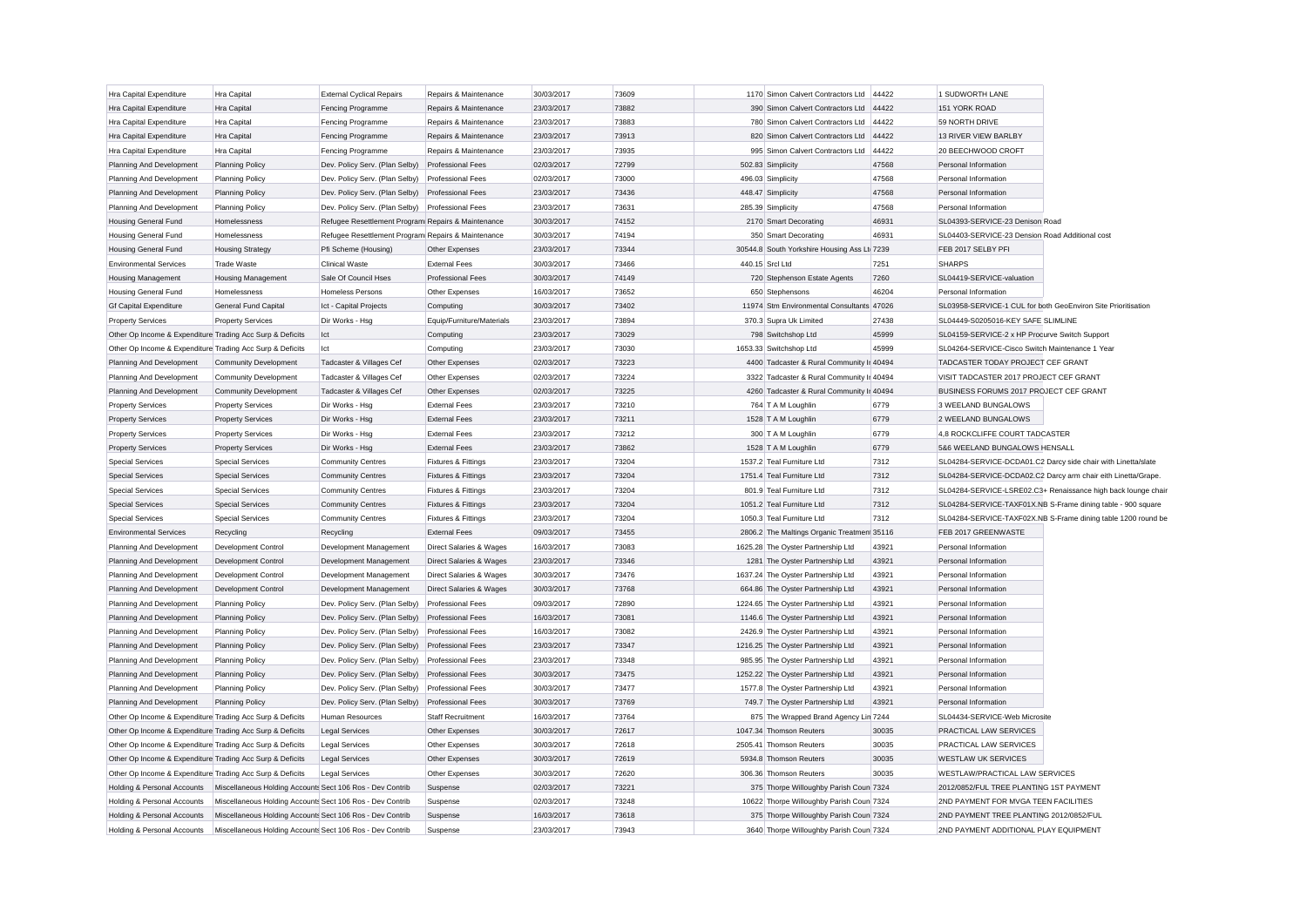| Hra Capital Expenditure | Hra Capital | External Cyclical Repairs | Repairs & Maintenance | 30/03/2017 | 73609 | 1170 | Simon Calvert Contractors Ltd | 44422 | 1 SUDWORTH LANE |
|---|---|---|---|---|---|---|---|---|---|
| Hra Capital Expenditure | Hra Capital | Fencing Programme | Repairs & Maintenance | 23/03/2017 | 73882 | 390 | Simon Calvert Contractors Ltd | 44422 | 151 YORK ROAD |
| Hra Capital Expenditure | Hra Capital | Fencing Programme | Repairs & Maintenance | 23/03/2017 | 73883 | 780 | Simon Calvert Contractors Ltd | 44422 | 59 NORTH DRIVE |
| Hra Capital Expenditure | Hra Capital | Fencing Programme | Repairs & Maintenance | 23/03/2017 | 73913 | 820 | Simon Calvert Contractors Ltd | 44422 | 13 RIVER VIEW BARLBY |
| Hra Capital Expenditure | Hra Capital | Fencing Programme | Repairs & Maintenance | 23/03/2017 | 73935 | 995 | Simon Calvert Contractors Ltd | 44422 | 20 BEECHWOOD CROFT |
| Planning And Development | Planning Policy | Dev. Policy Serv. (Plan Selby) | Professional Fees | 02/03/2017 | 72799 | 502.83 | Simplicity | 47568 | Personal Information |
| Planning And Development | Planning Policy | Dev. Policy Serv. (Plan Selby) | Professional Fees | 02/03/2017 | 73000 | 496.03 | Simplicity | 47568 | Personal Information |
| Planning And Development | Planning Policy | Dev. Policy Serv. (Plan Selby) | Professional Fees | 23/03/2017 | 73436 | 448.47 | Simplicity | 47568 | Personal Information |
| Planning And Development | Planning Policy | Dev. Policy Serv. (Plan Selby) | Professional Fees | 23/03/2017 | 73631 | 285.39 | Simplicity | 47568 | Personal Information |
| Housing General Fund | Homelessness | Refugee Resettlement Programı | Repairs & Maintenance | 30/03/2017 | 74152 | 2170 | Smart Decorating | 46931 | SL04393-SERVICE-23 Denison Road |
| Housing General Fund | Homelessness | Refugee Resettlement Programı | Repairs & Maintenance | 30/03/2017 | 74194 | 350 | Smart Decorating | 46931 | SL04403-SERVICE-23 Dension Road Additional cost |
| Housing General Fund | Housing Strategy | Pfi Scheme (Housing) | Other Expenses | 23/03/2017 | 73344 | 30544.8 | South Yorkshire Housing Ass Lt | 7239 | FEB 2017 SELBY PFI |
| Environmental Services | Trade Waste | Clinical Waste | External Fees | 30/03/2017 | 73466 | 440.15 | Srcl Ltd | 7251 | SHARPS |
| Housing Management | Housing Management | Sale Of Council Hses | Professional Fees | 30/03/2017 | 74149 | 720 | Stephenson Estate Agents | 7260 | SL04419-SERVICE-valuation |
| Housing General Fund | Homelessness | Homeless Persons | Other Expenses | 16/03/2017 | 73652 | 650 | Stephensons | 46204 | Personal Information |
| Gf Capital Expenditure | General Fund Capital | Ict - Capital Projects | Computing | 30/03/2017 | 73402 | 11974 | Stm Environmental Consultants | 47026 | SL03958-SERVICE-1 CUL for both GeoEnviron Site Prioritisation |
| Property Services | Property Services | Dir Works - Hsg | Equip/Furniture/Materials | 23/03/2017 | 73894 | 370.3 | Supra Uk Limited | 27438 | SL04449-S0205016-KEY SAFE SLIMLINE |
| Other Op Income & Expenditure | Trading Acc Surp & Deficits | Ict | Computing | 23/03/2017 | 73029 | 798 | Switchshop Ltd | 45999 | SL04159-SERVICE-2 x HP Procurve Switch Support |
| Other Op Income & Expenditure | Trading Acc Surp & Deficits | Ict | Computing | 23/03/2017 | 73030 | 1653.33 | Switchshop Ltd | 45999 | SL04264-SERVICE-Cisco Switch Maintenance 1 Year |
| Planning And Development | Community Development | Tadcaster & Villages Cef | Other Expenses | 02/03/2017 | 73223 | 4400 | Tadcaster & Rural Community I | 40494 | TADCASTER TODAY PROJECT CEF GRANT |
| Planning And Development | Community Development | Tadcaster & Villages Cef | Other Expenses | 02/03/2017 | 73224 | 3322 | Tadcaster & Rural Community I | 40494 | VISIT TADCASTER 2017 PROJECT CEF GRANT |
| Planning And Development | Community Development | Tadcaster & Villages Cef | Other Expenses | 02/03/2017 | 73225 | 4260 | Tadcaster & Rural Community I | 40494 | BUSINESS FORUMS 2017 PROJECT CEF GRANT |
| Property Services | Property Services | Dir Works - Hsg | External Fees | 23/03/2017 | 73210 | 764 | T A M Loughlin | 6779 | 3 WEELAND BUNGALOWS |
| Property Services | Property Services | Dir Works - Hsg | External Fees | 23/03/2017 | 73211 | 1528 | T A M Loughlin | 6779 | 2 WEELAND BUNGALOWS |
| Property Services | Property Services | Dir Works - Hsg | External Fees | 23/03/2017 | 73212 | 300 | T A M Loughlin | 6779 | 4,8 ROCKCLIFFE COURT TADCASTER |
| Property Services | Property Services | Dir Works - Hsg | External Fees | 23/03/2017 | 73862 | 1528 | T A M Loughlin | 6779 | 5&6 WEELAND BUNGALOWS HENSALL |
| Special Services | Special Services | Community Centres | Fixtures & Fittings | 23/03/2017 | 73204 | 1537.2 | Teal Furniture Ltd | 7312 | SL04284-SERVICE-DCDA01.C2 Darcy side chair with Linetta/slate |
| Special Services | Special Services | Community Centres | Fixtures & Fittings | 23/03/2017 | 73204 | 1751.4 | Teal Furniture Ltd | 7312 | SL04284-SERVICE-DCDA02.C2 Darcy arm chair eith Linetta/Grape. |
| Special Services | Special Services | Community Centres | Fixtures & Fittings | 23/03/2017 | 73204 | 801.9 | Teal Furniture Ltd | 7312 | SL04284-SERVICE-LSRE02.C3+ Renaissance high back lounge chair |
| Special Services | Special Services | Community Centres | Fixtures & Fittings | 23/03/2017 | 73204 | 1051.2 | Teal Furniture Ltd | 7312 | SL04284-SERVICE-TAXF01X.NB S-Frame dining table - 900 square |
| Special Services | Special Services | Community Centres | Fixtures & Fittings | 23/03/2017 | 73204 | 1050.3 | Teal Furniture Ltd | 7312 | SL04284-SERVICE-TAXF02X.NB S-Frame dining table 1200 round be |
| Environmental Services | Recycling | Recycling | External Fees | 09/03/2017 | 73455 | 2806.2 | The Maltings Organic Treatment | 35116 | FEB 2017 GREENWASTE |
| Planning And Development | Development Control | Development Management | Direct Salaries & Wages | 16/03/2017 | 73083 | 1625.28 | The Oyster Partnership Ltd | 43921 | Personal Information |
| Planning And Development | Development Control | Development Management | Direct Salaries & Wages | 23/03/2017 | 73346 | 1281 | The Oyster Partnership Ltd | 43921 | Personal Information |
| Planning And Development | Development Control | Development Management | Direct Salaries & Wages | 30/03/2017 | 73476 | 1637.24 | The Oyster Partnership Ltd | 43921 | Personal Information |
| Planning And Development | Development Control | Development Management | Direct Salaries & Wages | 30/03/2017 | 73768 | 664.86 | The Oyster Partnership Ltd | 43921 | Personal Information |
| Planning And Development | Planning Policy | Dev. Policy Serv. (Plan Selby) | Professional Fees | 09/03/2017 | 72890 | 1224.65 | The Oyster Partnership Ltd | 43921 | Personal Information |
| Planning And Development | Planning Policy | Dev. Policy Serv. (Plan Selby) | Professional Fees | 16/03/2017 | 73081 | 1146.6 | The Oyster Partnership Ltd | 43921 | Personal Information |
| Planning And Development | Planning Policy | Dev. Policy Serv. (Plan Selby) | Professional Fees | 16/03/2017 | 73082 | 2426.9 | The Oyster Partnership Ltd | 43921 | Personal Information |
| Planning And Development | Planning Policy | Dev. Policy Serv. (Plan Selby) | Professional Fees | 23/03/2017 | 73347 | 1216.25 | The Oyster Partnership Ltd | 43921 | Personal Information |
| Planning And Development | Planning Policy | Dev. Policy Serv. (Plan Selby) | Professional Fees | 23/03/2017 | 73348 | 985.95 | The Oyster Partnership Ltd | 43921 | Personal Information |
| Planning And Development | Planning Policy | Dev. Policy Serv. (Plan Selby) | Professional Fees | 30/03/2017 | 73475 | 1252.22 | The Oyster Partnership Ltd | 43921 | Personal Information |
| Planning And Development | Planning Policy | Dev. Policy Serv. (Plan Selby) | Professional Fees | 30/03/2017 | 73477 | 1577.8 | The Oyster Partnership Ltd | 43921 | Personal Information |
| Planning And Development | Planning Policy | Dev. Policy Serv. (Plan Selby) | Professional Fees | 30/03/2017 | 73769 | 749.7 | The Oyster Partnership Ltd | 43921 | Personal Information |
| Other Op Income & Expenditure | Trading Acc Surp & Deficits | Human Resources | Staff Recruitment | 16/03/2017 | 73764 | 875 | The Wrapped Brand Agency Lin | 7244 | SL04434-SERVICE-Web Microsite |
| Other Op Income & Expenditure | Trading Acc Surp & Deficits | Legal Services | Other Expenses | 30/03/2017 | 72617 | 1047.34 | Thomson Reuters | 30035 | PRACTICAL LAW SERVICES |
| Other Op Income & Expenditure | Trading Acc Surp & Deficits | Legal Services | Other Expenses | 30/03/2017 | 72618 | 2505.41 | Thomson Reuters | 30035 | PRACTICAL LAW SERVICES |
| Other Op Income & Expenditure | Trading Acc Surp & Deficits | Legal Services | Other Expenses | 30/03/2017 | 72619 | 5934.8 | Thomson Reuters | 30035 | WESTLAW UK SERVICES |
| Other Op Income & Expenditure | Trading Acc Surp & Deficits | Legal Services | Other Expenses | 30/03/2017 | 72620 | 306.36 | Thomson Reuters | 30035 | WESTLAW/PRACTICAL LAW SERVICES |
| Holding & Personal Accounts | Miscellaneous Holding Accounts | Sect 106 Ros - Dev Contrib | Suspense | 02/03/2017 | 73221 | 375 | Thorpe Willoughby Parish Coun | 7324 | 2012/0852/FUL TREE PLANTING 1ST PAYMENT |
| Holding & Personal Accounts | Miscellaneous Holding Accounts | Sect 106 Ros - Dev Contrib | Suspense | 02/03/2017 | 73248 | 10622 | Thorpe Willoughby Parish Coun | 7324 | 2ND PAYMENT FOR MVGA TEEN FACILITIES |
| Holding & Personal Accounts | Miscellaneous Holding Accounts | Sect 106 Ros - Dev Contrib | Suspense | 16/03/2017 | 73618 | 375 | Thorpe Willoughby Parish Coun | 7324 | 2ND PAYMENT TREE PLANTING 2012/0852/FUL |
| Holding & Personal Accounts | Miscellaneous Holding Accounts | Sect 106 Ros - Dev Contrib | Suspense | 23/03/2017 | 73943 | 3640 | Thorpe Willoughby Parish Coun | 7324 | 2ND PAYMENT ADDITIONAL PLAY EQUIPMENT |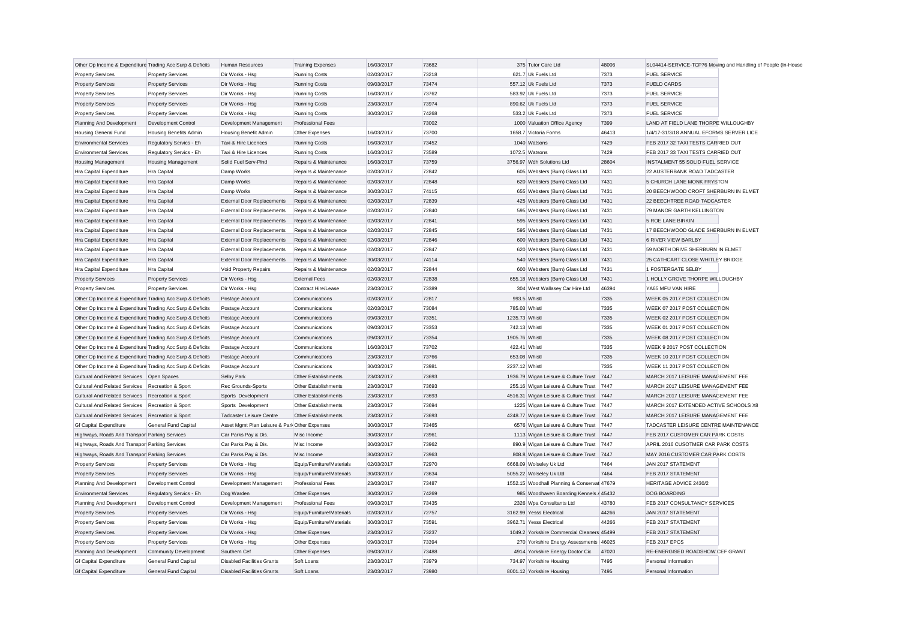| | | | | | | | | | |
|---|---|---|---|---|---|---|---|---|---|
| Other Op Income & Expenditure | Trading Acc Surp & Deficits | Human Resources | Training Expenses | 16/03/2017 | 73682 | 375 | Tutor Care Ltd | 48006 | SL04414-SERVICE-TCP76 Moving and Handling of People (In-House |
| Property Services | Property Services | Dir Works - Hsg | Running Costs | 02/03/2017 | 73218 | 621.7 | Uk Fuels Ltd | 7373 | FUEL SERVICE |
| Property Services | Property Services | Dir Works - Hsg | Running Costs | 09/03/2017 | 73474 | 557.12 | Uk Fuels Ltd | 7373 | FUELD CARDS |
| Property Services | Property Services | Dir Works - Hsg | Running Costs | 16/03/2017 | 73762 | 583.92 | Uk Fuels Ltd | 7373 | FUEL SERVICE |
| Property Services | Property Services | Dir Works - Hsg | Running Costs | 23/03/2017 | 73974 | 890.62 | Uk Fuels Ltd | 7373 | FUEL SERVICE |
| Property Services | Property Services | Dir Works - Hsg | Running Costs | 30/03/2017 | 74268 | 533.2 | Uk Fuels Ltd | 7373 | FUEL SERVICE |
| Planning And Development | Development Control | Development Management | Professional Fees | | 73002 | 1000 | Valuation Office Agency | 7399 | LAND AT FIELD LANE THORPE WILLOUGHBY |
| Housing General Fund | Housing Benefits Admin | Housing Benefit Admin | Other Expenses | 16/03/2017 | 73700 | 1658.7 | Victoria Forms | 46413 | 1/4/17-31/3/18 ANNUAL EFORMS SERVER LICE |
| Environmental Services | Regulatory Servics - Eh | Taxi & Hire Licences | Running Costs | 16/03/2017 | 73452 | 1040 | Watsons | 7429 | FEB 2017 32 TAXI TESTS CARRIED OUT |
| Environmental Services | Regulatory Servics - Eh | Taxi & Hire Licences | Running Costs | 16/03/2017 | 73589 | 1072.5 | Watsons | 7429 | FEB 2017 33 TAXI TESTS CARRIED OUT |
| Housing Management | Housing Management | Solid Fuel Serv-Plnd | Repairs & Maintenance | 16/03/2017 | 73759 | 3756.97 | Wdh Solutions Ltd | 28604 | INSTALMENT 55 SOLID FUEL SERVICE |
| Hra Capital Expenditure | Hra Capital | Damp Works | Repairs & Maintenance | 02/03/2017 | 72842 | 605 | Websters (Burn) Glass Ltd | 7431 | 22 AUSTERBANK ROAD TADCASTER |
| Hra Capital Expenditure | Hra Capital | Damp Works | Repairs & Maintenance | 02/03/2017 | 72848 | 620 | Websters (Burn) Glass Ltd | 7431 | 5 CHURCH LANE MONK FRYSTON |
| Hra Capital Expenditure | Hra Capital | Damp Works | Repairs & Maintenance | 30/03/2017 | 74115 | 655 | Websters (Burn) Glass Ltd | 7431 | 20 BEECHWOOD CROFT SHERBURN IN ELMET |
| Hra Capital Expenditure | Hra Capital | External Door Replacements | Repairs & Maintenance | 02/03/2017 | 72839 | 425 | Websters (Burn) Glass Ltd | 7431 | 22 BEECHTREE ROAD TADCASTER |
| Hra Capital Expenditure | Hra Capital | External Door Replacements | Repairs & Maintenance | 02/03/2017 | 72840 | 595 | Websters (Burn) Glass Ltd | 7431 | 79 MANOR GARTH KELLINGTON |
| Hra Capital Expenditure | Hra Capital | External Door Replacements | Repairs & Maintenance | 02/03/2017 | 72841 | 595 | Websters (Burn) Glass Ltd | 7431 | 5 ROE LANE BIRKIN |
| Hra Capital Expenditure | Hra Capital | External Door Replacements | Repairs & Maintenance | 02/03/2017 | 72845 | 595 | Websters (Burn) Glass Ltd | 7431 | 17 BEECHWOOD GLADE SHERBURN IN ELMET |
| Hra Capital Expenditure | Hra Capital | External Door Replacements | Repairs & Maintenance | 02/03/2017 | 72846 | 600 | Websters (Burn) Glass Ltd | 7431 | 6 RIVER VIEW BARLBY |
| Hra Capital Expenditure | Hra Capital | External Door Replacements | Repairs & Maintenance | 02/03/2017 | 72847 | 620 | Websters (Burn) Glass Ltd | 7431 | 59 NORTH DRIVE SHERBURN IN ELMET |
| Hra Capital Expenditure | Hra Capital | External Door Replacements | Repairs & Maintenance | 30/03/2017 | 74114 | 540 | Websters (Burn) Glass Ltd | 7431 | 25 CATHCART CLOSE WHITLEY BRIDGE |
| Hra Capital Expenditure | Hra Capital | Void Property Repairs | Repairs & Maintenance | 02/03/2017 | 72844 | 600 | Websters (Burn) Glass Ltd | 7431 | 1 FOSTERGATE SELBY |
| Property Services | Property Services | Dir Works - Hsg | External Fees | 02/03/2017 | 72838 | 655.18 | Websters (Burn) Glass Ltd | 7431 | 1 HOLLY GROVE THORPE WILLOUGHBY |
| Property Services | Property Services | Dir Works - Hsg | Contract Hire/Lease | 23/03/2017 | 73389 | 304 | West Wallasey Car Hire Ltd | 46394 | YA65 MFU VAN HIRE |
| Other Op Income & Expenditure | Trading Acc Surp & Deficits | Postage Account | Communications | 02/03/2017 | 72817 | 993.5 | Whistl | 7335 | WEEK 05 2017 POST COLLECTION |
| Other Op Income & Expenditure | Trading Acc Surp & Deficits | Postage Account | Communications | 02/03/2017 | 73084 | 785.03 | Whistl | 7335 | WEEK 07 2017 POST COLLECTION |
| Other Op Income & Expenditure | Trading Acc Surp & Deficits | Postage Account | Communications | 09/03/2017 | 73351 | 1235.73 | Whistl | 7335 | WEEK 02 2017 POST COLLECTION |
| Other Op Income & Expenditure | Trading Acc Surp & Deficits | Postage Account | Communications | 09/03/2017 | 73353 | 742.13 | Whistl | 7335 | WEEK 01 2017 POST COLLECTION |
| Other Op Income & Expenditure | Trading Acc Surp & Deficits | Postage Account | Communications | 09/03/2017 | 73354 | 1905.76 | Whistl | 7335 | WEEK 08 2017 POST COLLECTION |
| Other Op Income & Expenditure | Trading Acc Surp & Deficits | Postage Account | Communications | 16/03/2017 | 73702 | 422.41 | Whistl | 7335 | WEEK 9 2017 POST COLLECTION |
| Other Op Income & Expenditure | Trading Acc Surp & Deficits | Postage Account | Communications | 23/03/2017 | 73766 | 653.08 | Whistl | 7335 | WEEK 10 2017 POST COLLECTION |
| Other Op Income & Expenditure | Trading Acc Surp & Deficits | Postage Account | Communications | 30/03/2017 | 73981 | 2237.12 | Whistl | 7335 | WEEK 11 2017 POST COLLECTION |
| Cultural And Related Services | Open Spaces | Selby Park | Other Establishments | 23/03/2017 | 73693 | 1936.79 | Wigan Leisure & Culture Trust | 7447 | MARCH 2017 LEISURE MANAGEMENT FEE |
| Cultural And Related Services | Recreation & Sport | Rec Grounds-Sports | Other Establishments | 23/03/2017 | 73693 | 255.16 | Wigan Leisure & Culture Trust | 7447 | MARCH 2017 LEISURE MANAGEMENT FEE |
| Cultural And Related Services | Recreation & Sport | Sports Development | Other Establishments | 23/03/2017 | 73693 | 4516.31 | Wigan Leisure & Culture Trust | 7447 | MARCH 2017 LEISURE MANAGEMENT FEE |
| Cultural And Related Services | Recreation & Sport | Sports Development | Other Establishments | 23/03/2017 | 73694 | 1225 | Wigan Leisure & Culture Trust | 7447 | MARCH 2017 EXTENDED ACTIVE SCHOOLS X8 |
| Cultural And Related Services | Recreation & Sport | Tadcaster Leisure Centre | Other Establishments | 23/03/2017 | 73693 | 4248.77 | Wigan Leisure & Culture Trust | 7447 | MARCH 2017 LEISURE MANAGEMENT FEE |
| Gf Capital Expenditure | General Fund Capital | Asset Mgmt Plan Leisure & Park | Other Expenses | 30/03/2017 | 73465 | 6576 | Wigan Leisure & Culture Trust | 7447 | TADCASTER LEISURE CENTRE MAINTENANCE |
| Highways, Roads And Transport | Parking Services | Car Parks Pay & Dis. | Misc Income | 30/03/2017 | 73961 | 1113 | Wigan Leisure & Culture Trust | 7447 | FEB 2017 CUSTOMER CAR PARK COSTS |
| Highways, Roads And Transport | Parking Services | Car Parks Pay & Dis. | Misc Income | 30/03/2017 | 73962 | 890.9 | Wigan Leisure & Culture Trust | 7447 | APRIL 2016 CUSOTMER CAR PARK COSTS |
| Highways, Roads And Transport | Parking Services | Car Parks Pay & Dis. | Misc Income | 30/03/2017 | 73963 | 808.8 | Wigan Leisure & Culture Trust | 7447 | MAY 2016 CUSTOMER CAR PARK COSTS |
| Property Services | Property Services | Dir Works - Hsg | Equip/Furniture/Materials | 02/03/2017 | 72970 | 6668.09 | Wolseley Uk Ltd | 7464 | JAN 2017 STATEMENT |
| Property Services | Property Services | Dir Works - Hsg | Equip/Furniture/Materials | 30/03/2017 | 73634 | 5055.22 | Wolseley Uk Ltd | 7464 | FEB 2017 STATEMENT |
| Planning And Development | Development Control | Development Management | Professional Fees | 23/03/2017 | 73487 | 1552.15 | Woodhall Planning & Conservat | 47679 | HERITAGE ADVICE 2430/2 |
| Environmental Services | Regulatory Servics - Eh | Dog Warden | Other Expenses | 30/03/2017 | 74269 | 985 | Woodhaven Boarding Kennels / | 45432 | DOG BOARDING |
| Planning And Development | Development Control | Development Management | Professional Fees | 09/03/2017 | 73435 | 2326 | Wpa Consultants Ltd | 43780 | FEB 2017 CONSULTANCY SERVICES |
| Property Services | Property Services | Dir Works - Hsg | Equip/Furniture/Materials | 02/03/2017 | 72757 | 3162.99 | Yesss Electrical | 44266 | JAN 2017 STATEMENT |
| Property Services | Property Services | Dir Works - Hsg | Equip/Furniture/Materials | 30/03/2017 | 73591 | 3962.71 | Yesss Electrical | 44266 | FEB 2017 STATEMENT |
| Property Services | Property Services | Dir Works - Hsg | Other Expenses | 23/03/2017 | 73237 | 1049.2 | Yorkshire Commercial Cleaners | 45499 | FEB 2017 STATEMENT |
| Property Services | Property Services | Dir Works - Hsg | Other Expenses | 09/03/2017 | 73394 | 270 | Yorkshire Energy Assessments | 46025 | FEB 2017 EPCS |
| Planning And Development | Community Development | Southern Cef | Other Expenses | 09/03/2017 | 73488 | 4914 | Yorkshire Energy Doctor Cic | 47020 | RE-ENERGISED ROADSHOW CEF GRANT |
| Gf Capital Expenditure | General Fund Capital | Disabled Facilities Grants | Soft Loans | 23/03/2017 | 73979 | 734.97 | Yorkshire Housing | 7495 | Personal Information |
| Gf Capital Expenditure | General Fund Capital | Disabled Facilities Grants | Soft Loans | 23/03/2017 | 73980 | 8001.12 | Yorkshire Housing | 7495 | Personal Information |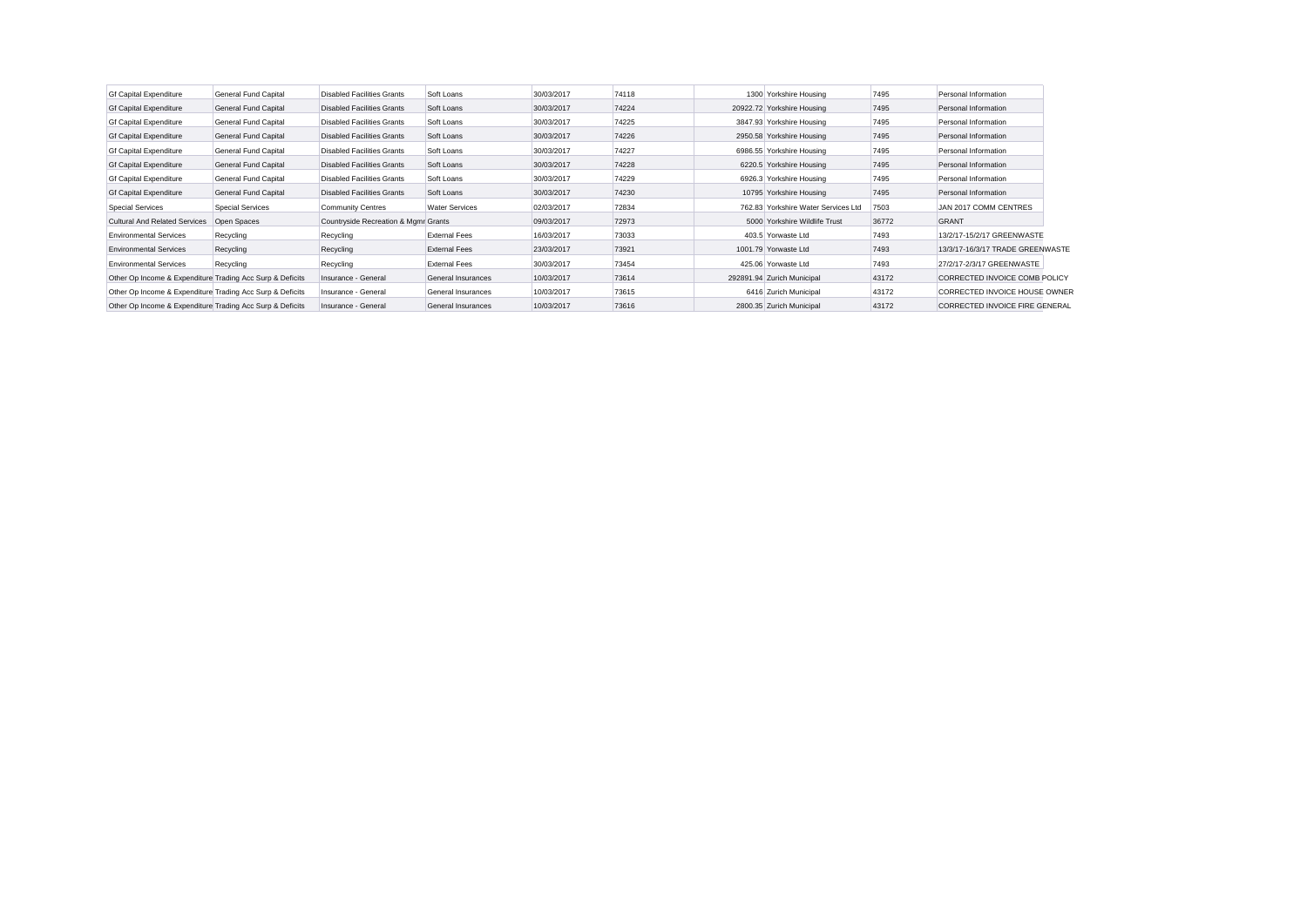| | | | | | | | | | |
|---|---|---|---|---|---|---|---|---|---|
| Gf Capital Expenditure | General Fund Capital | Disabled Facilities Grants | Soft Loans | 30/03/2017 | 74118 | 1300 | Yorkshire Housing | 7495 | Personal Information |
| Gf Capital Expenditure | General Fund Capital | Disabled Facilities Grants | Soft Loans | 30/03/2017 | 74224 | 20922.72 | Yorkshire Housing | 7495 | Personal Information |
| Gf Capital Expenditure | General Fund Capital | Disabled Facilities Grants | Soft Loans | 30/03/2017 | 74225 | 3847.93 | Yorkshire Housing | 7495 | Personal Information |
| Gf Capital Expenditure | General Fund Capital | Disabled Facilities Grants | Soft Loans | 30/03/2017 | 74226 | 2950.58 | Yorkshire Housing | 7495 | Personal Information |
| Gf Capital Expenditure | General Fund Capital | Disabled Facilities Grants | Soft Loans | 30/03/2017 | 74227 | 6986.55 | Yorkshire Housing | 7495 | Personal Information |
| Gf Capital Expenditure | General Fund Capital | Disabled Facilities Grants | Soft Loans | 30/03/2017 | 74228 | 6220.5 | Yorkshire Housing | 7495 | Personal Information |
| Gf Capital Expenditure | General Fund Capital | Disabled Facilities Grants | Soft Loans | 30/03/2017 | 74229 | 6926.3 | Yorkshire Housing | 7495 | Personal Information |
| Gf Capital Expenditure | General Fund Capital | Disabled Facilities Grants | Soft Loans | 30/03/2017 | 74230 | 10795 | Yorkshire Housing | 7495 | Personal Information |
| Special Services | Special Services | Community Centres | Water Services | 02/03/2017 | 72834 | 762.83 | Yorkshire Water Services Ltd | 7503 | JAN 2017 COMM CENTRES |
| Cultural And Related Services | Open Spaces | Countryside Recreation & Mgmt | Grants | 09/03/2017 | 72973 | 5000 | Yorkshire Wildlife Trust | 36772 | GRANT |
| Environmental Services | Recycling | Recycling | External Fees | 16/03/2017 | 73033 | 403.5 | Yorwaste Ltd | 7493 | 13/2/17-15/2/17 GREENWASTE |
| Environmental Services | Recycling | Recycling | External Fees | 23/03/2017 | 73921 | 1001.79 | Yorwaste Ltd | 7493 | 13/3/17-16/3/17 TRADE GREENWASTE |
| Environmental Services | Recycling | Recycling | External Fees | 30/03/2017 | 73454 | 425.06 | Yorwaste Ltd | 7493 | 27/2/17-2/3/17 GREENWASTE |
| Other Op Income & Expenditure | Trading Acc Surp & Deficits | Insurance - General | General Insurances | 10/03/2017 | 73614 | 292891.94 | Zurich Municipal | 43172 | CORRECTED INVOICE COMB POLICY |
| Other Op Income & Expenditure | Trading Acc Surp & Deficits | Insurance - General | General Insurances | 10/03/2017 | 73615 | 6416 | Zurich Municipal | 43172 | CORRECTED INVOICE HOUSE OWNER |
| Other Op Income & Expenditure | Trading Acc Surp & Deficits | Insurance - General | General Insurances | 10/03/2017 | 73616 | 2800.35 | Zurich Municipal | 43172 | CORRECTED INVOICE FIRE GENERAL |